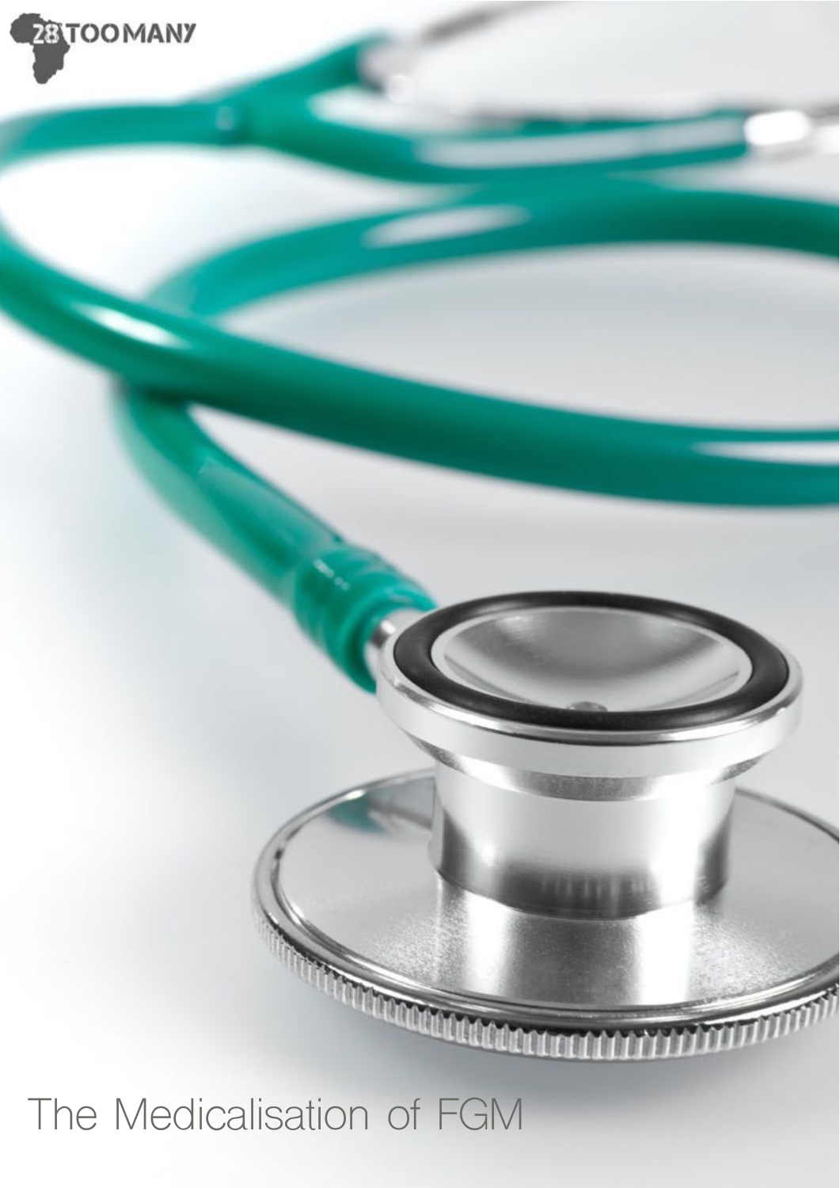28TOOMANY

# The Medicalisation of FGM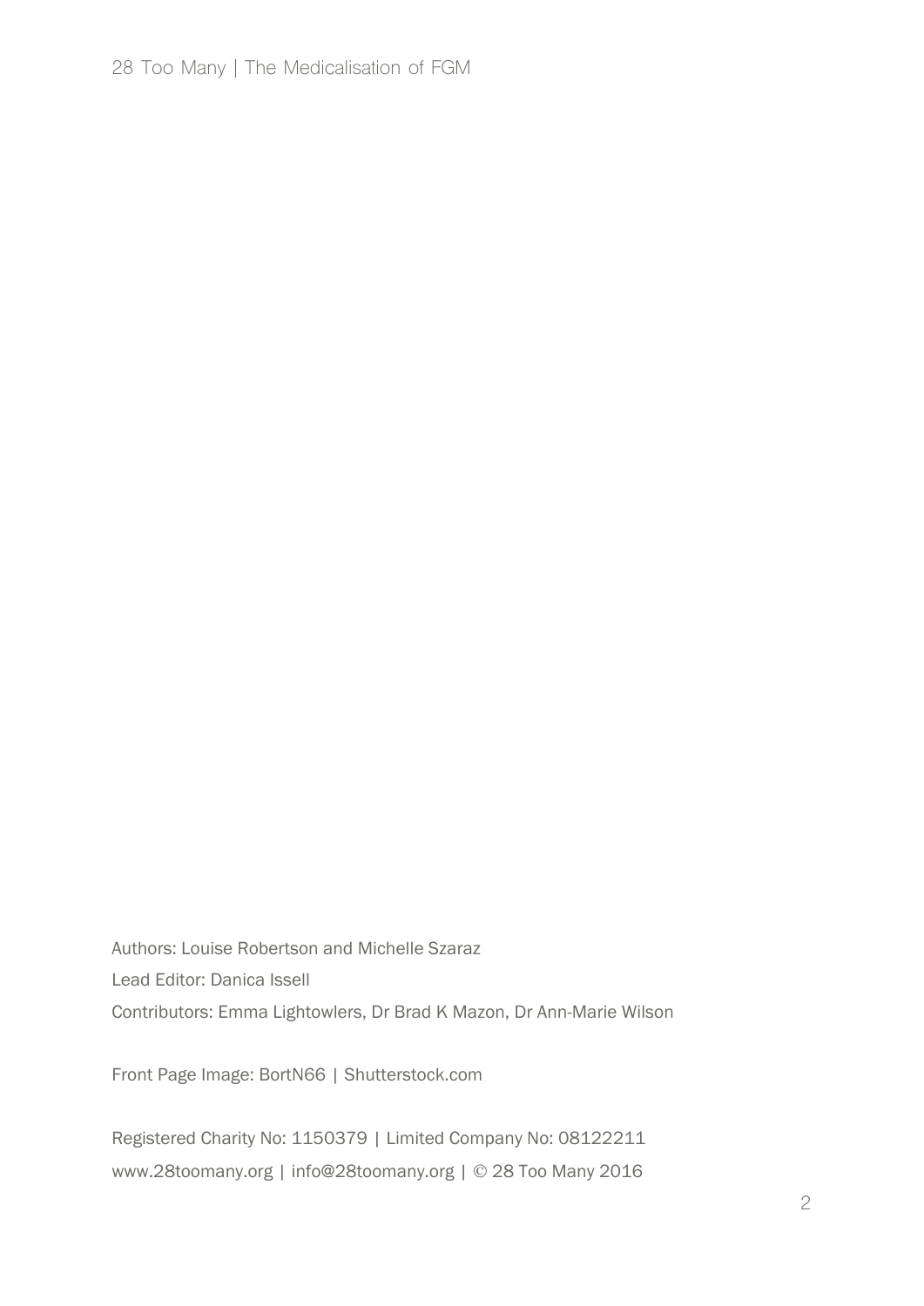Authors: Louise Robertson and Michelle Szaraz

Lead Editor: Danica Issell

Contributors: Emma Lightowlers, Dr Brad K Mazon, Dr Ann-Marie Wilson

Front Page Image: BortN66 | Shutterstock.com

Registered Charity No: 1150379 | Limited Company No: 08122211

www.28toomany.org | info@28toomany.org | © 28 Too Many 2016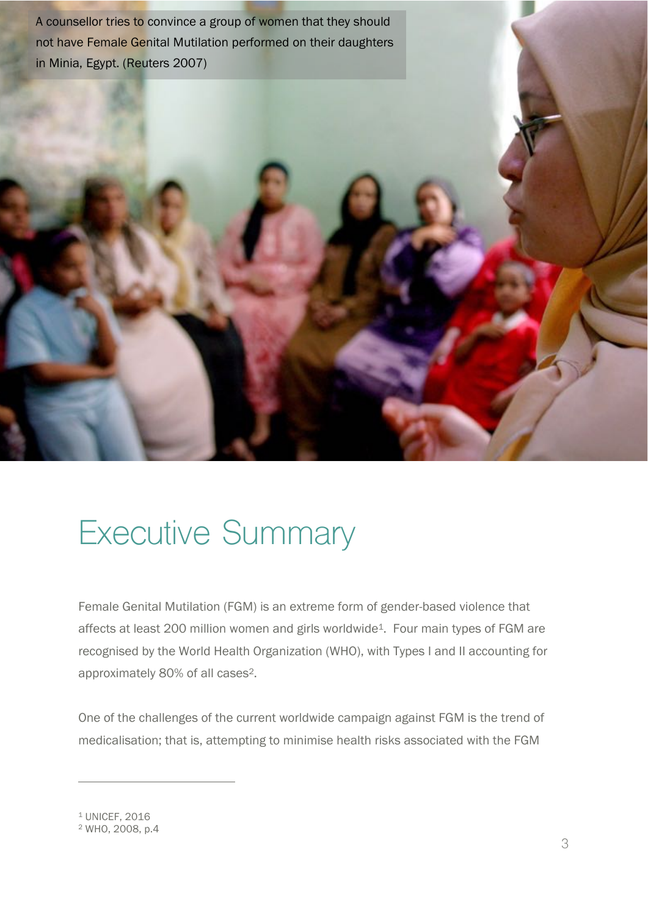A counsellor tries to convince a group of women that they should not have Female Genital Mutilation performed on their daughters in Minia, Egypt. (Reuters 2007)

# Executive Summary

Female Genital Mutilation (FGM) is an extreme form of gender-based violence that affects at least 200 million women and girls worldwide[1]. Four main types of FGM are recognised by the World Health Organization (WHO), with Types I and II accounting for approximately 80% of all cases[2].

One of the challenges of the current worldwide campaign against FGM is the trend of medicalisation; that is, attempting to minimise health risks associated with the FGM

---

[1] UNICEF, 2016
[2] WHO, 2008, p.4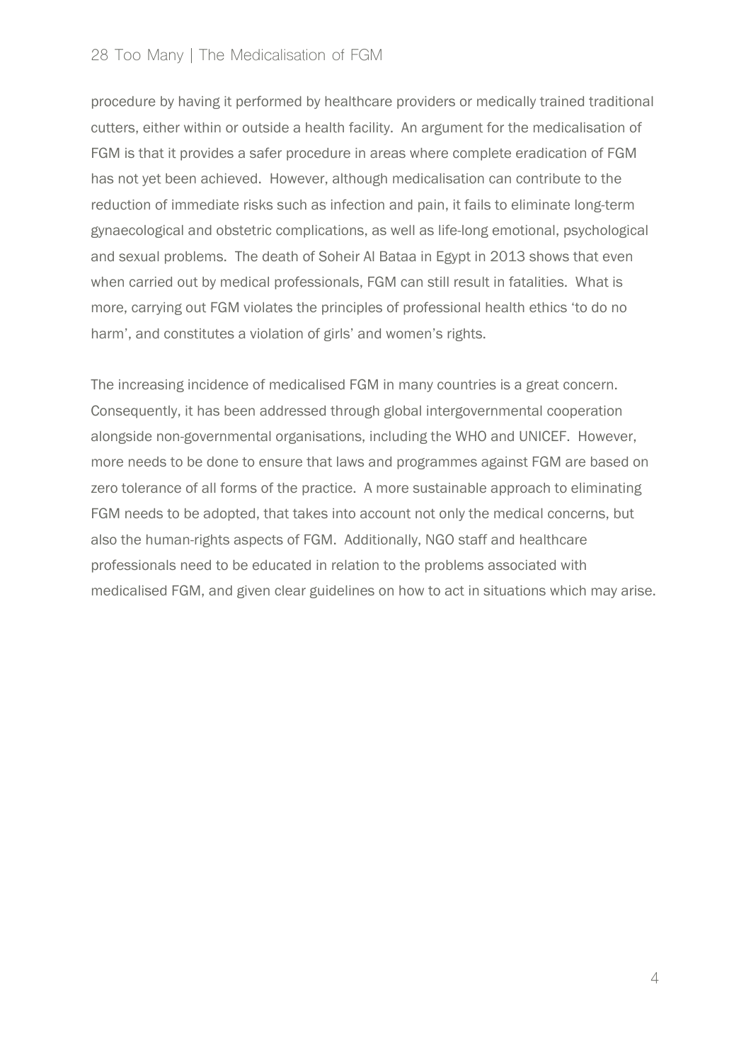procedure by having it performed by healthcare providers or medically trained traditional cutters, either within or outside a health facility. An argument for the medicalisation of FGM is that it provides a safer procedure in areas where complete eradication of FGM has not yet been achieved. However, although medicalisation can contribute to the reduction of immediate risks such as infection and pain, it fails to eliminate long-term gynaecological and obstetric complications, as well as life-long emotional, psychological and sexual problems. The death of Soheir Al Bataa in Egypt in 2013 shows that even when carried out by medical professionals, FGM can still result in fatalities. What is more, carrying out FGM violates the principles of professional health ethics 'to do no harm', and constitutes a violation of girls' and women's rights.

The increasing incidence of medicalised FGM in many countries is a great concern. Consequently, it has been addressed through global intergovernmental cooperation alongside non-governmental organisations, including the WHO and UNICEF. However, more needs to be done to ensure that laws and programmes against FGM are based on zero tolerance of all forms of the practice. A more sustainable approach to eliminating FGM needs to be adopted, that takes into account not only the medical concerns, but also the human-rights aspects of FGM. Additionally, NGO staff and healthcare professionals need to be educated in relation to the problems associated with medicalised FGM, and given clear guidelines on how to act in situations which may arise.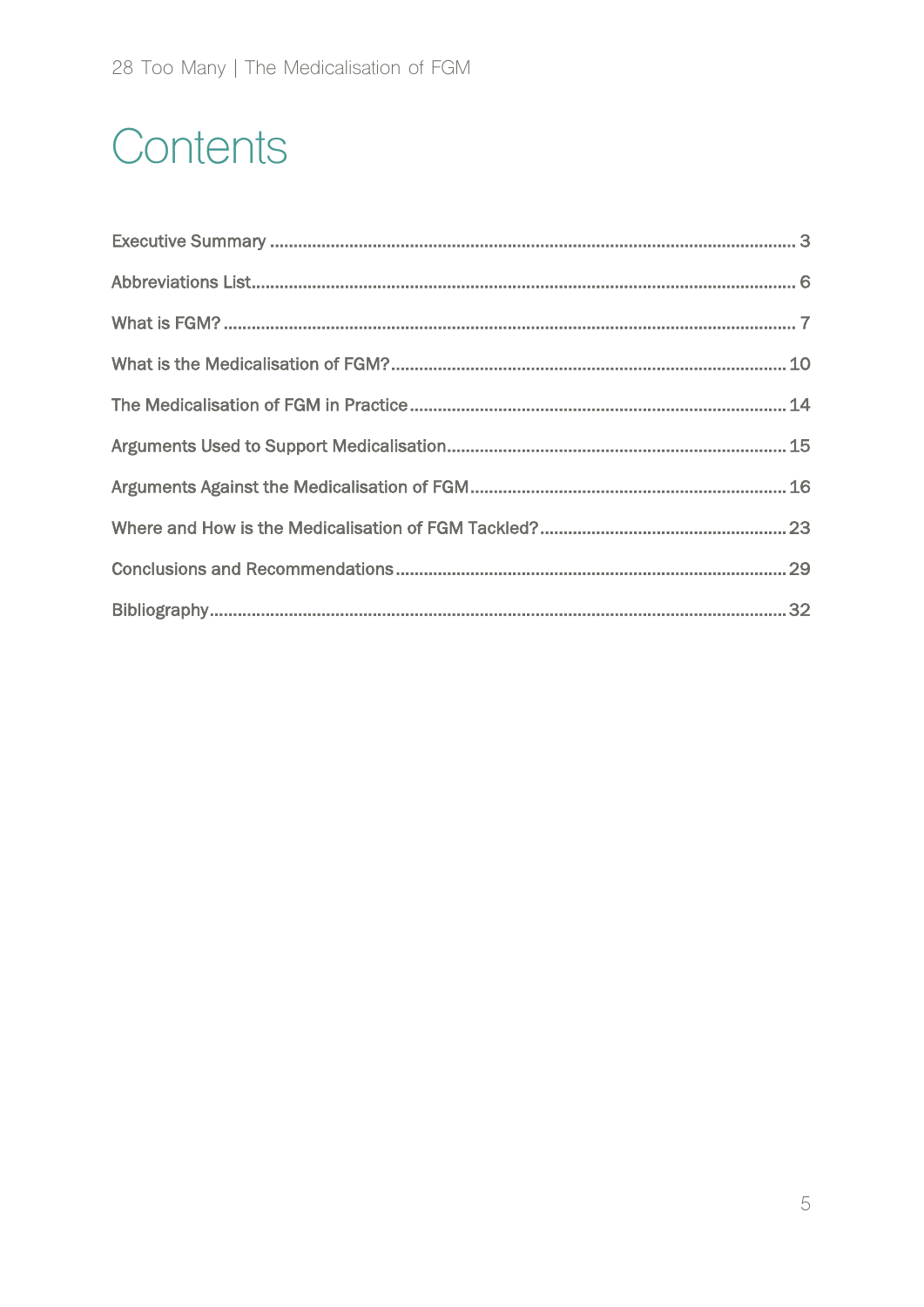# Contents

| | |
|---|---|
| Executive Summary | 3 |
| Abbreviations List | 6 |
| What is FGM? | 7 |
| What is the Medicalisation of FGM? | 10 |
| The Medicalisation of FGM in Practice | 14 |
| Arguments Used to Support Medicalisation | 15 |
| Arguments Against the Medicalisation of FGM | 16 |
| Where and How is the Medicalisation of FGM Tackled? | 23 |
| Conclusions and Recommendations | 29 |
| Bibliography | 32 |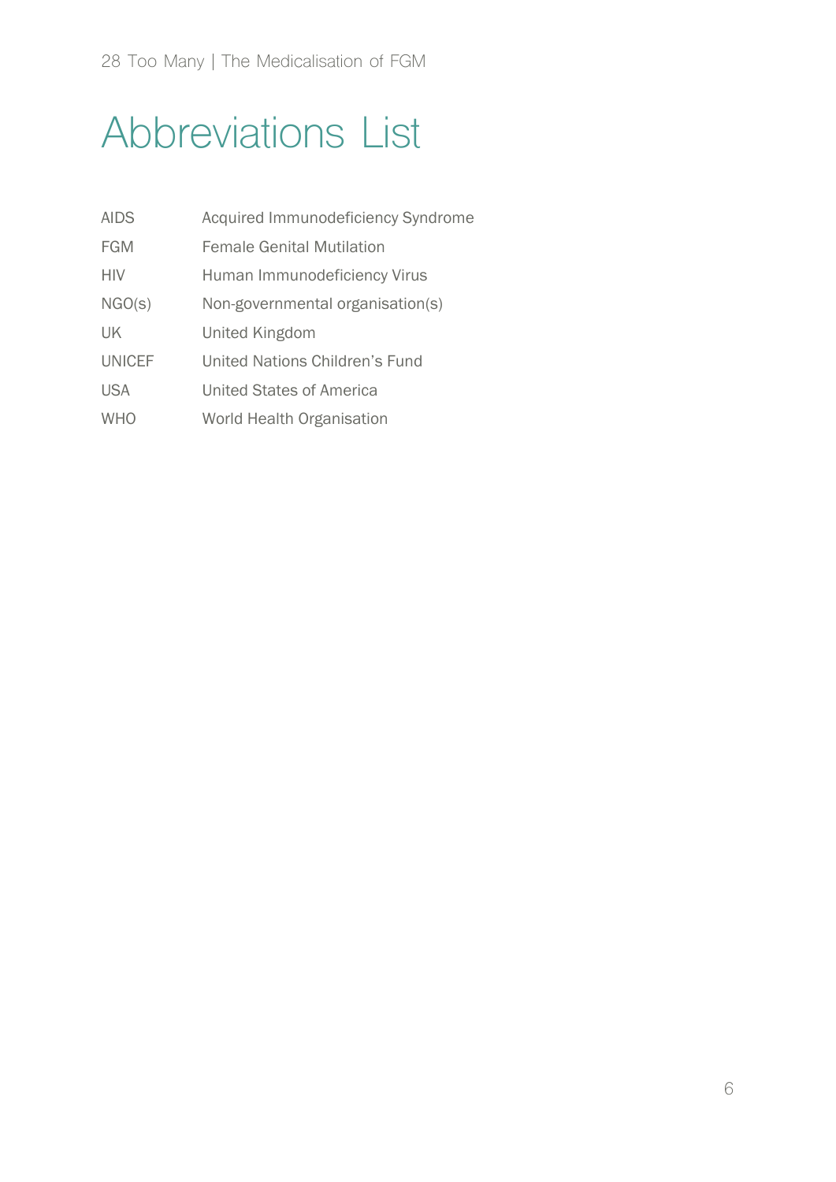# Abbreviations List

| | |
|---|---|
| AIDS | Acquired Immunodeficiency Syndrome |
| FGM | Female Genital Mutilation |
| HIV | Human Immunodeficiency Virus |
| NGO(s) | Non-governmental organisation(s) |
| UK | United Kingdom |
| UNICEF | United Nations Children's Fund |
| USA | United States of America |
| WHO | World Health Organisation |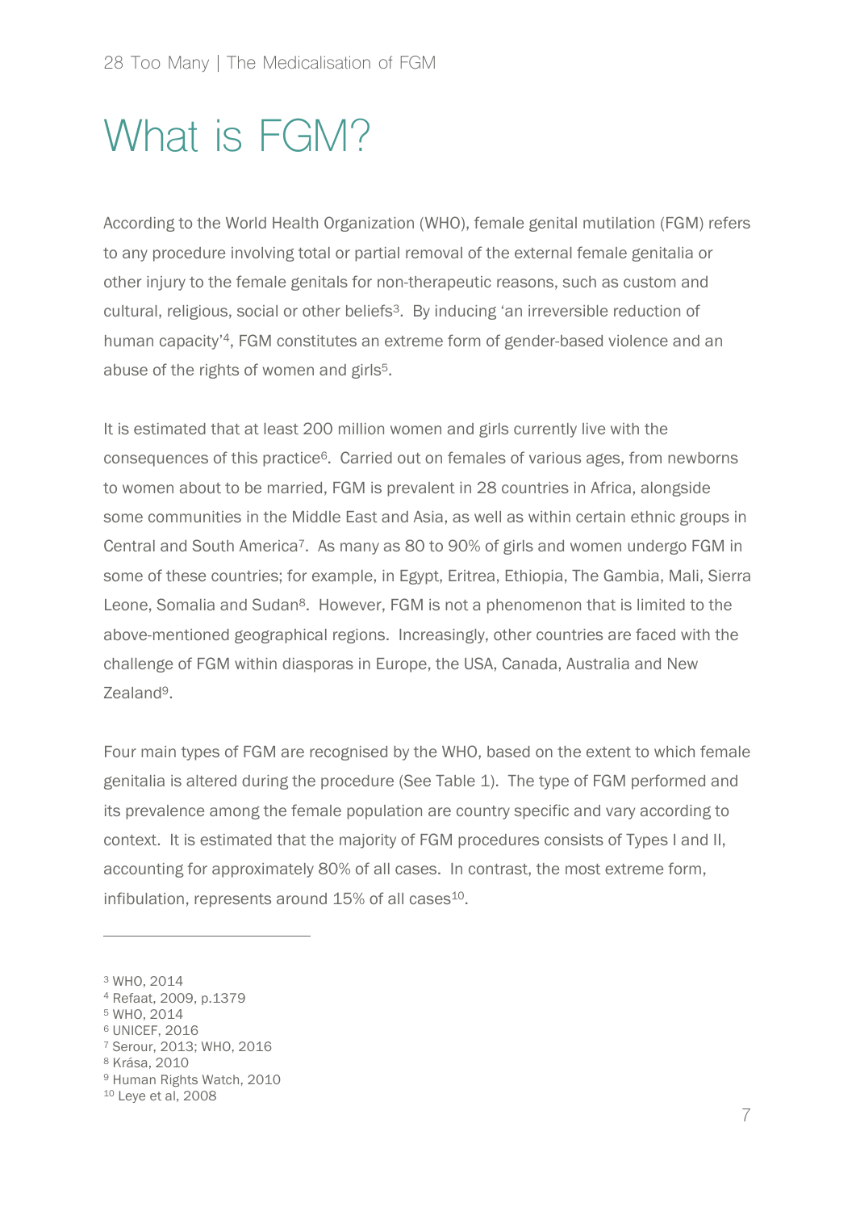# What is FGM?

According to the World Health Organization (WHO), female genital mutilation (FGM) refers to any procedure involving total or partial removal of the external female genitalia or other injury to the female genitals for non-therapeutic reasons, such as custom and cultural, religious, social or other beliefs[3]. By inducing 'an irreversible reduction of human capacity'[4], FGM constitutes an extreme form of gender-based violence and an abuse of the rights of women and girls[5].

It is estimated that at least 200 million women and girls currently live with the consequences of this practice[6]. Carried out on females of various ages, from newborns to women about to be married, FGM is prevalent in 28 countries in Africa, alongside some communities in the Middle East and Asia, as well as within certain ethnic groups in Central and South America[7]. As many as 80 to 90% of girls and women undergo FGM in some of these countries; for example, in Egypt, Eritrea, Ethiopia, The Gambia, Mali, Sierra Leone, Somalia and Sudan[8]. However, FGM is not a phenomenon that is limited to the above-mentioned geographical regions. Increasingly, other countries are faced with the challenge of FGM within diasporas in Europe, the USA, Canada, Australia and New Zealand[9].

Four main types of FGM are recognised by the WHO, based on the extent to which female genitalia is altered during the procedure (See Table 1). The type of FGM performed and its prevalence among the female population are country specific and vary according to context. It is estimated that the majority of FGM procedures consists of Types I and II, accounting for approximately 80% of all cases. In contrast, the most extreme form, infibulation, represents around 15% of all cases[10].

---

[3] WHO, 2014
[4] Refaat, 2009, p.1379
[5] WHO, 2014
[6] UNICEF, 2016
[7] Serour, 2013; WHO, 2016
[8] Krása, 2010
[9] Human Rights Watch, 2010
[10] Leye et al, 2008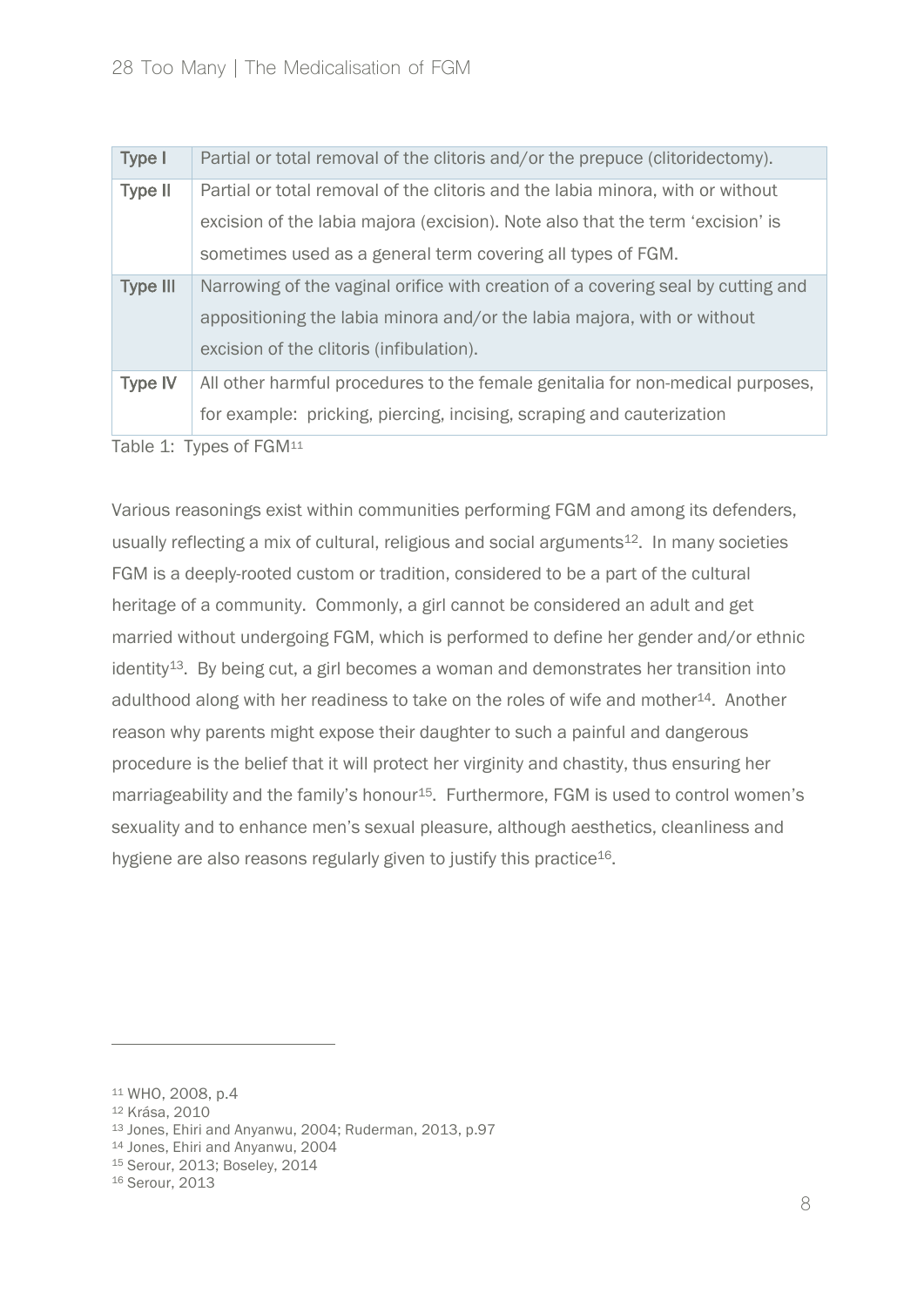| Type | Description |
|---|---|
| **Type I** | Partial or total removal of the clitoris and/or the prepuce (clitoridectomy). |
| **Type II** | Partial or total removal of the clitoris and the labia minora, with or without excision of the labia majora (excision). Note also that the term 'excision' is sometimes used as a general term covering all types of FGM. |
| **Type III** | Narrowing of the vaginal orifice with creation of a covering seal by cutting and appositioning the labia minora and/or the labia majora, with or without excision of the clitoris (infibulation). |
| **Type IV** | All other harmful procedures to the female genitalia for non-medical purposes, for example: pricking, piercing, incising, scraping and cauterization |

Table 1: Types of FGM[11]

Various reasonings exist within communities performing FGM and among its defenders, usually reflecting a mix of cultural, religious and social arguments[12]. In many societies FGM is a deeply-rooted custom or tradition, considered to be a part of the cultural heritage of a community. Commonly, a girl cannot be considered an adult and get married without undergoing FGM, which is performed to define her gender and/or ethnic identity[13]. By being cut, a girl becomes a woman and demonstrates her transition into adulthood along with her readiness to take on the roles of wife and mother[14]. Another reason why parents might expose their daughter to such a painful and dangerous procedure is the belief that it will protect her virginity and chastity, thus ensuring her marriageability and the family's honour[15]. Furthermore, FGM is used to control women's sexuality and to enhance men's sexual pleasure, although aesthetics, cleanliness and hygiene are also reasons regularly given to justify this practice[16].

---

[11] WHO, 2008, p.4
[12] Krása, 2010
[13] Jones, Ehiri and Anyanwu, 2004; Ruderman, 2013, p.97
[14] Jones, Ehiri and Anyanwu, 2004
[15] Serour, 2013; Boseley, 2014
[16] Serour, 2013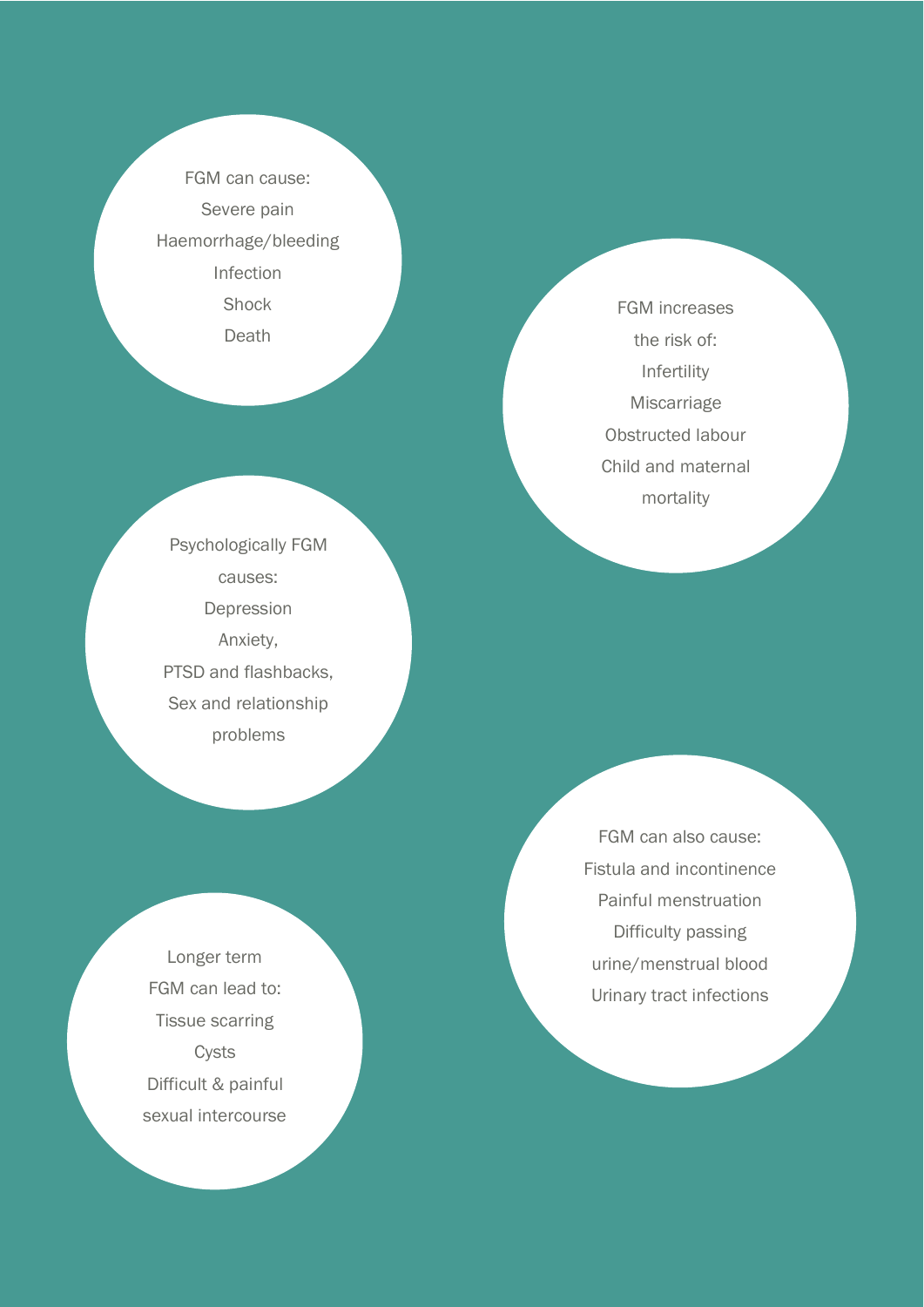FGM can cause:
Severe pain
Haemorrhage/bleeding
Infection
Shock
Death

FGM increases the risk of:
Infertility
Miscarriage
Obstructed labour
Child and maternal mortality

Psychologically FGM causes:
Depression
Anxiety,
PTSD and flashbacks,
Sex and relationship problems

FGM can also cause:
Fistula and incontinence
Painful menstruation
Difficulty passing urine/menstrual blood
Urinary tract infections

Longer term FGM can lead to:
Tissue scarring
Cysts
Difficult & painful sexual intercourse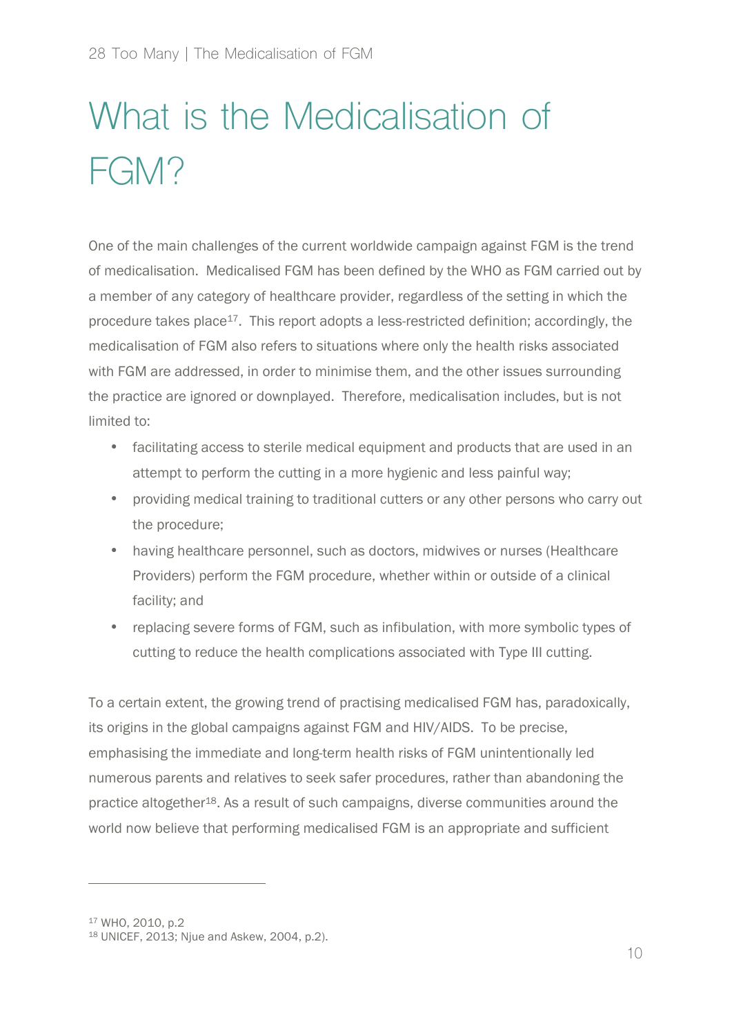# What is the Medicalisation of FGM?

One of the main challenges of the current worldwide campaign against FGM is the trend of medicalisation. Medicalised FGM has been defined by the WHO as FGM carried out by a member of any category of healthcare provider, regardless of the setting in which the procedure takes place[17]. This report adopts a less-restricted definition; accordingly, the medicalisation of FGM also refers to situations where only the health risks associated with FGM are addressed, in order to minimise them, and the other issues surrounding the practice are ignored or downplayed. Therefore, medicalisation includes, but is not limited to:

- facilitating access to sterile medical equipment and products that are used in an attempt to perform the cutting in a more hygienic and less painful way;
- providing medical training to traditional cutters or any other persons who carry out the procedure;
- having healthcare personnel, such as doctors, midwives or nurses (Healthcare Providers) perform the FGM procedure, whether within or outside of a clinical facility; and
- replacing severe forms of FGM, such as infibulation, with more symbolic types of cutting to reduce the health complications associated with Type III cutting.

To a certain extent, the growing trend of practising medicalised FGM has, paradoxically, its origins in the global campaigns against FGM and HIV/AIDS. To be precise, emphasising the immediate and long-term health risks of FGM unintentionally led numerous parents and relatives to seek safer procedures, rather than abandoning the practice altogether[18]. As a result of such campaigns, diverse communities around the world now believe that performing medicalised FGM is an appropriate and sufficient

[17] WHO, 2010, p.2
[18] UNICEF, 2013; Njue and Askew, 2004, p.2).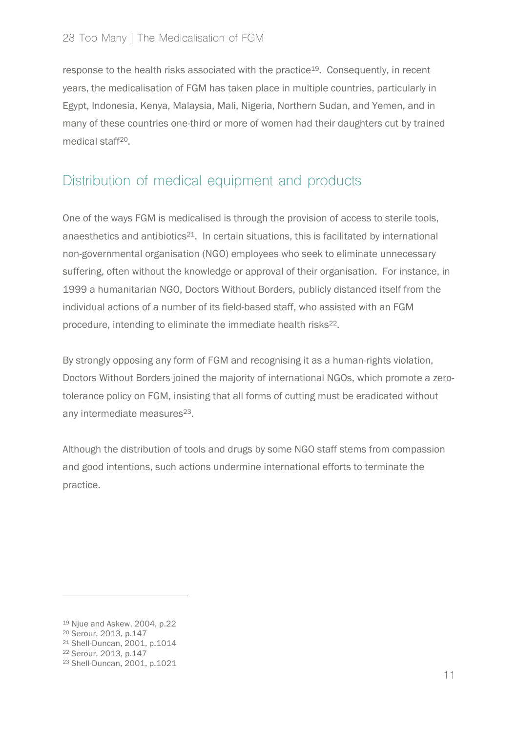response to the health risks associated with the practice[19]. Consequently, in recent years, the medicalisation of FGM has taken place in multiple countries, particularly in Egypt, Indonesia, Kenya, Malaysia, Mali, Nigeria, Northern Sudan, and Yemen, and in many of these countries one-third or more of women had their daughters cut by trained medical staff[20].

## Distribution of medical equipment and products

One of the ways FGM is medicalised is through the provision of access to sterile tools, anaesthetics and antibiotics[21]. In certain situations, this is facilitated by international non-governmental organisation (NGO) employees who seek to eliminate unnecessary suffering, often without the knowledge or approval of their organisation. For instance, in 1999 a humanitarian NGO, Doctors Without Borders, publicly distanced itself from the individual actions of a number of its field-based staff, who assisted with an FGM procedure, intending to eliminate the immediate health risks[22].

By strongly opposing any form of FGM and recognising it as a human-rights violation, Doctors Without Borders joined the majority of international NGOs, which promote a zero-tolerance policy on FGM, insisting that all forms of cutting must be eradicated without any intermediate measures[23].

Although the distribution of tools and drugs by some NGO staff stems from compassion and good intentions, such actions undermine international efforts to terminate the practice.

---

[19] Njue and Askew, 2004, p.22
[20] Serour, 2013, p.147
[21] Shell-Duncan, 2001, p.1014
[22] Serour, 2013, p.147
[23] Shell-Duncan, 2001, p.1021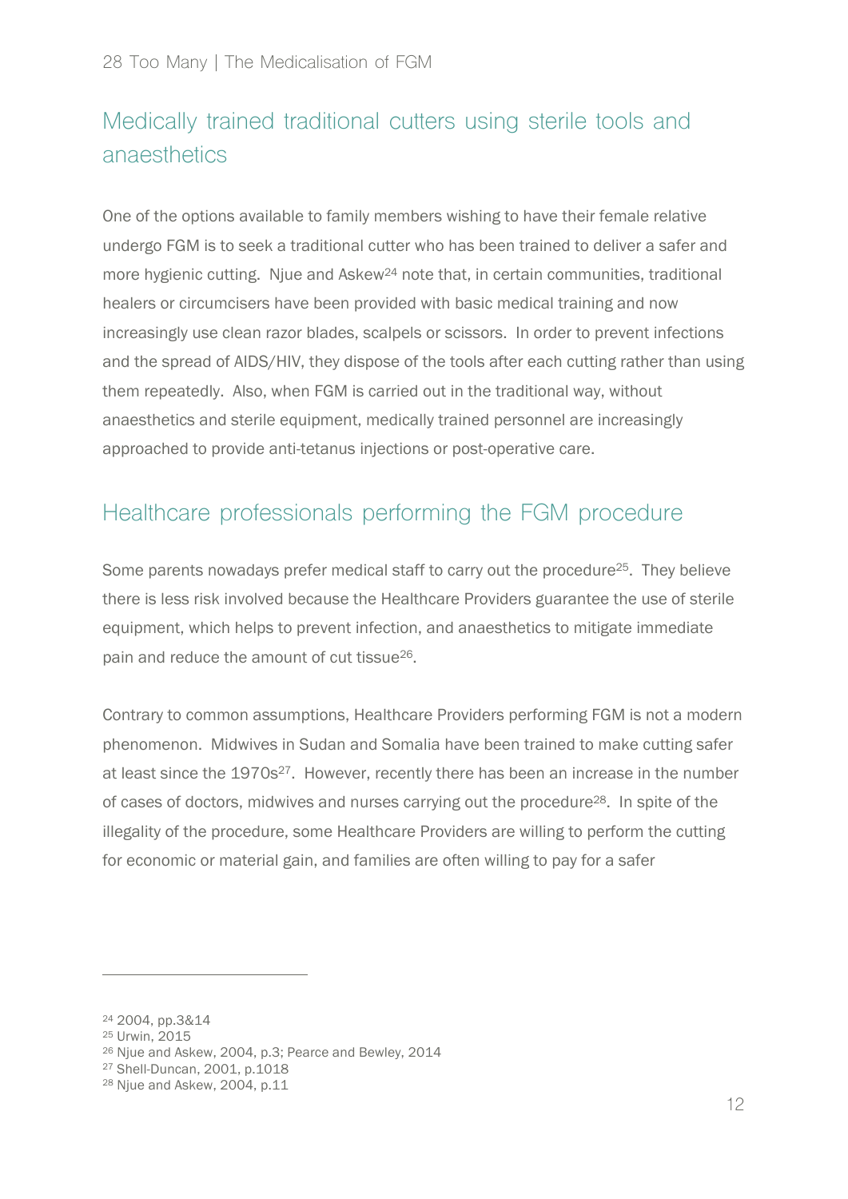## Medically trained traditional cutters using sterile tools and anaesthetics

One of the options available to family members wishing to have their female relative undergo FGM is to seek a traditional cutter who has been trained to deliver a safer and more hygienic cutting. Njue and Askew[24] note that, in certain communities, traditional healers or circumcisers have been provided with basic medical training and now increasingly use clean razor blades, scalpels or scissors. In order to prevent infections and the spread of AIDS/HIV, they dispose of the tools after each cutting rather than using them repeatedly. Also, when FGM is carried out in the traditional way, without anaesthetics and sterile equipment, medically trained personnel are increasingly approached to provide anti-tetanus injections or post-operative care.

## Healthcare professionals performing the FGM procedure

Some parents nowadays prefer medical staff to carry out the procedure[25]. They believe there is less risk involved because the Healthcare Providers guarantee the use of sterile equipment, which helps to prevent infection, and anaesthetics to mitigate immediate pain and reduce the amount of cut tissue[26].

Contrary to common assumptions, Healthcare Providers performing FGM is not a modern phenomenon. Midwives in Sudan and Somalia have been trained to make cutting safer at least since the 1970s[27]. However, recently there has been an increase in the number of cases of doctors, midwives and nurses carrying out the procedure[28]. In spite of the illegality of the procedure, some Healthcare Providers are willing to perform the cutting for economic or material gain, and families are often willing to pay for a safer

---

[24] 2004, pp.3&14
[25] Urwin, 2015
[26] Njue and Askew, 2004, p.3; Pearce and Bewley, 2014
[27] Shell-Duncan, 2001, p.1018
[28] Njue and Askew, 2004, p.11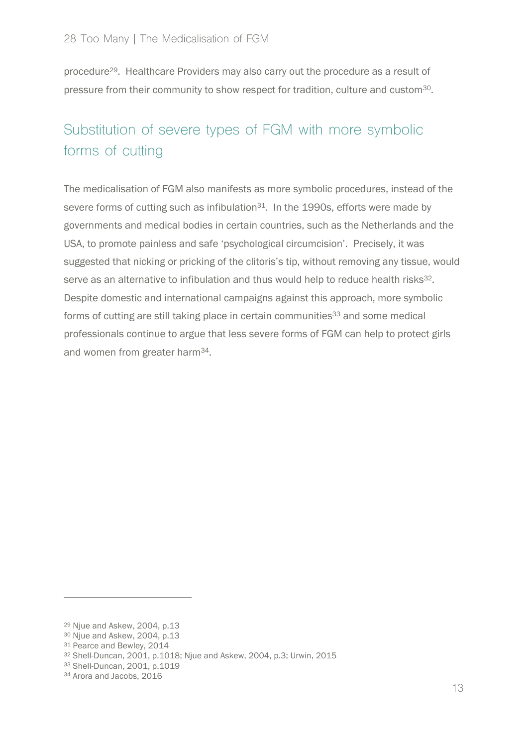procedure[29]. Healthcare Providers may also carry out the procedure as a result of pressure from their community to show respect for tradition, culture and custom[30].

## Substitution of severe types of FGM with more symbolic forms of cutting

The medicalisation of FGM also manifests as more symbolic procedures, instead of the severe forms of cutting such as infibulation[31]. In the 1990s, efforts were made by governments and medical bodies in certain countries, such as the Netherlands and the USA, to promote painless and safe 'psychological circumcision'. Precisely, it was suggested that nicking or pricking of the clitoris's tip, without removing any tissue, would serve as an alternative to infibulation and thus would help to reduce health risks[32]. Despite domestic and international campaigns against this approach, more symbolic forms of cutting are still taking place in certain communities[33] and some medical professionals continue to argue that less severe forms of FGM can help to protect girls and women from greater harm[34].

---

[29] Njue and Askew, 2004, p.13
[30] Njue and Askew, 2004, p.13
[31] Pearce and Bewley, 2014
[32] Shell-Duncan, 2001, p.1018; Njue and Askew, 2004, p.3; Urwin, 2015
[33] Shell-Duncan, 2001, p.1019
[34] Arora and Jacobs, 2016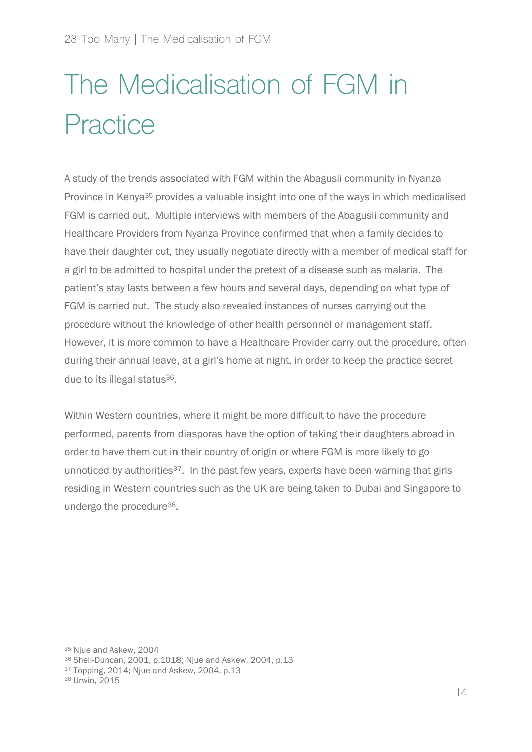# The Medicalisation of FGM in Practice

A study of the trends associated with FGM within the Abagusii community in Nyanza Province in Kenya[35] provides a valuable insight into one of the ways in which medicalised FGM is carried out. Multiple interviews with members of the Abagusii community and Healthcare Providers from Nyanza Province confirmed that when a family decides to have their daughter cut, they usually negotiate directly with a member of medical staff for a girl to be admitted to hospital under the pretext of a disease such as malaria. The patient's stay lasts between a few hours and several days, depending on what type of FGM is carried out. The study also revealed instances of nurses carrying out the procedure without the knowledge of other health personnel or management staff. However, it is more common to have a Healthcare Provider carry out the procedure, often during their annual leave, at a girl's home at night, in order to keep the practice secret due to its illegal status[36].

Within Western countries, where it might be more difficult to have the procedure performed, parents from diasporas have the option of taking their daughters abroad in order to have them cut in their country of origin or where FGM is more likely to go unnoticed by authorities[37]. In the past few years, experts have been warning that girls residing in Western countries such as the UK are being taken to Dubai and Singapore to undergo the procedure[38].

---

[35] Njue and Askew, 2004
[36] Shell-Duncan, 2001, p.1018; Njue and Askew, 2004, p.13
[37] Topping, 2014; Njue and Askew, 2004, p.13
[38] Urwin, 2015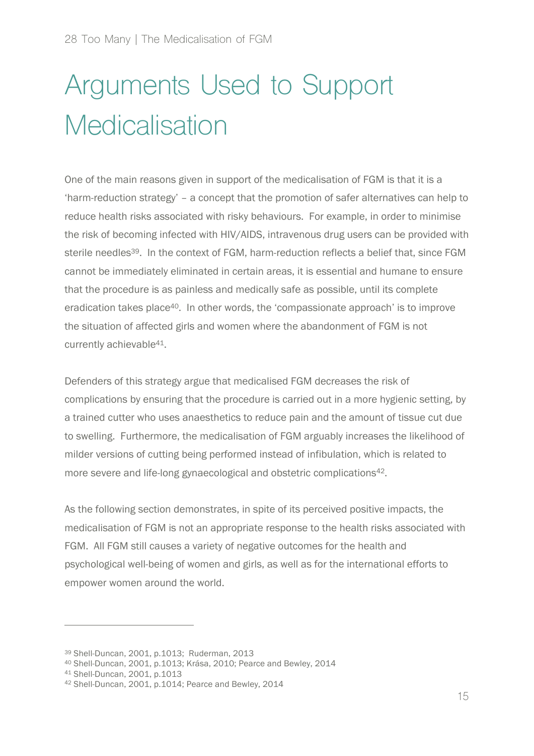# Arguments Used to Support Medicalisation

One of the main reasons given in support of the medicalisation of FGM is that it is a 'harm-reduction strategy' – a concept that the promotion of safer alternatives can help to reduce health risks associated with risky behaviours. For example, in order to minimise the risk of becoming infected with HIV/AIDS, intravenous drug users can be provided with sterile needles[39]. In the context of FGM, harm-reduction reflects a belief that, since FGM cannot be immediately eliminated in certain areas, it is essential and humane to ensure that the procedure is as painless and medically safe as possible, until its complete eradication takes place[40]. In other words, the 'compassionate approach' is to improve the situation of affected girls and women where the abandonment of FGM is not currently achievable[41].

Defenders of this strategy argue that medicalised FGM decreases the risk of complications by ensuring that the procedure is carried out in a more hygienic setting, by a trained cutter who uses anaesthetics to reduce pain and the amount of tissue cut due to swelling. Furthermore, the medicalisation of FGM arguably increases the likelihood of milder versions of cutting being performed instead of infibulation, which is related to more severe and life-long gynaecological and obstetric complications[42].

As the following section demonstrates, in spite of its perceived positive impacts, the medicalisation of FGM is not an appropriate response to the health risks associated with FGM. All FGM still causes a variety of negative outcomes for the health and psychological well-being of women and girls, as well as for the international efforts to empower women around the world.

---

[39] Shell-Duncan, 2001, p.1013; Ruderman, 2013
[40] Shell-Duncan, 2001, p.1013; Krása, 2010; Pearce and Bewley, 2014
[41] Shell-Duncan, 2001, p.1013
[42] Shell-Duncan, 2001, p.1014; Pearce and Bewley, 2014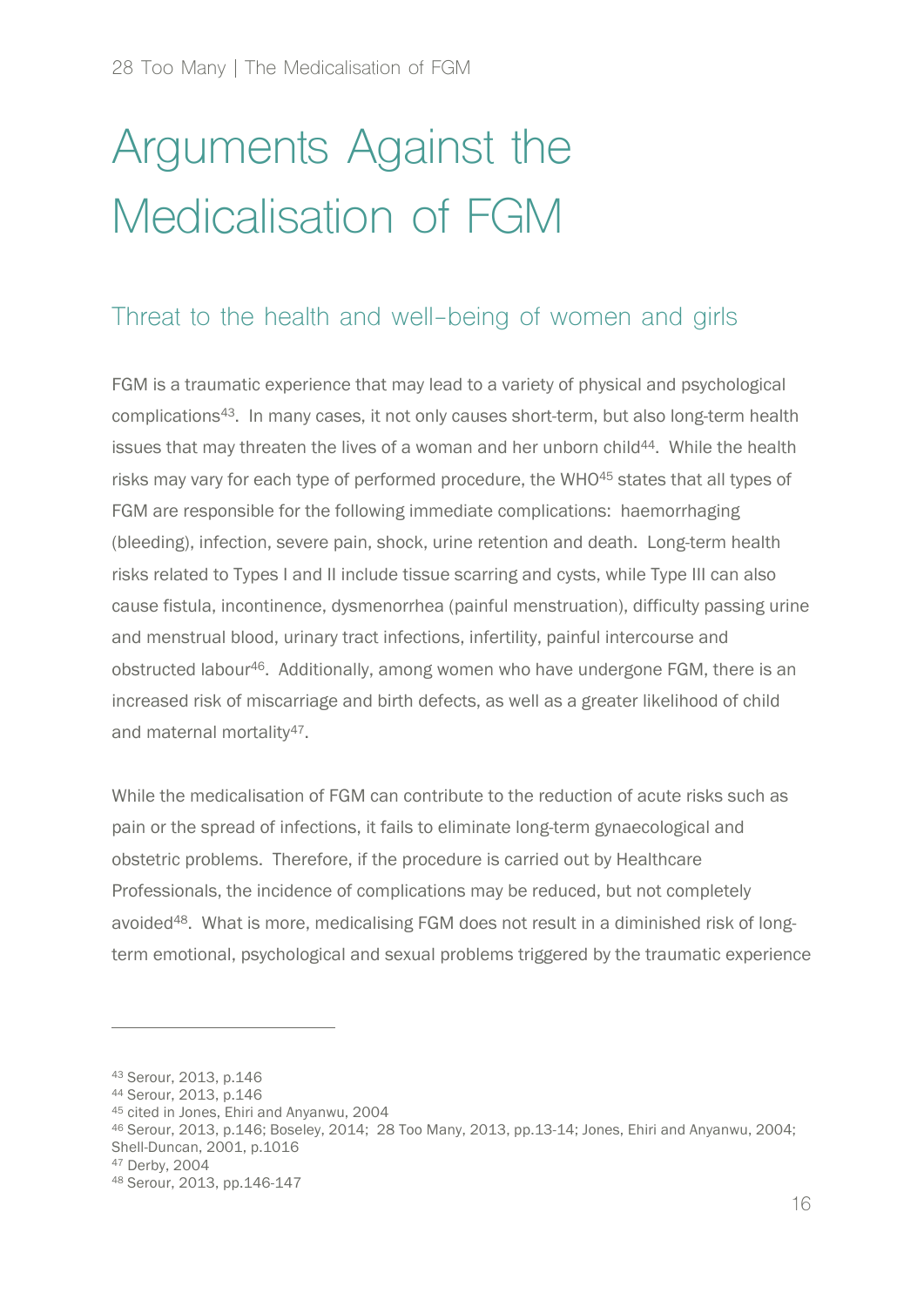# Arguments Against the Medicalisation of FGM

## Threat to the health and well-being of women and girls

FGM is a traumatic experience that may lead to a variety of physical and psychological complications[43]. In many cases, it not only causes short-term, but also long-term health issues that may threaten the lives of a woman and her unborn child[44]. While the health risks may vary for each type of performed procedure, the WHO[45] states that all types of FGM are responsible for the following immediate complications: haemorrhaging (bleeding), infection, severe pain, shock, urine retention and death. Long-term health risks related to Types I and II include tissue scarring and cysts, while Type III can also cause fistula, incontinence, dysmenorrhea (painful menstruation), difficulty passing urine and menstrual blood, urinary tract infections, infertility, painful intercourse and obstructed labour[46]. Additionally, among women who have undergone FGM, there is an increased risk of miscarriage and birth defects, as well as a greater likelihood of child and maternal mortality[47].

While the medicalisation of FGM can contribute to the reduction of acute risks such as pain or the spread of infections, it fails to eliminate long-term gynaecological and obstetric problems. Therefore, if the procedure is carried out by Healthcare Professionals, the incidence of complications may be reduced, but not completely avoided[48]. What is more, medicalising FGM does not result in a diminished risk of long-term emotional, psychological and sexual problems triggered by the traumatic experience

---

[43] Serour, 2013, p.146

[44] Serour, 2013, p.146

[45] cited in Jones, Ehiri and Anyanwu, 2004

[46] Serour, 2013, p.146; Boseley, 2014; 28 Too Many, 2013, pp.13-14; Jones, Ehiri and Anyanwu, 2004; Shell-Duncan, 2001, p.1016

[47] Derby, 2004

[48] Serour, 2013, pp.146-147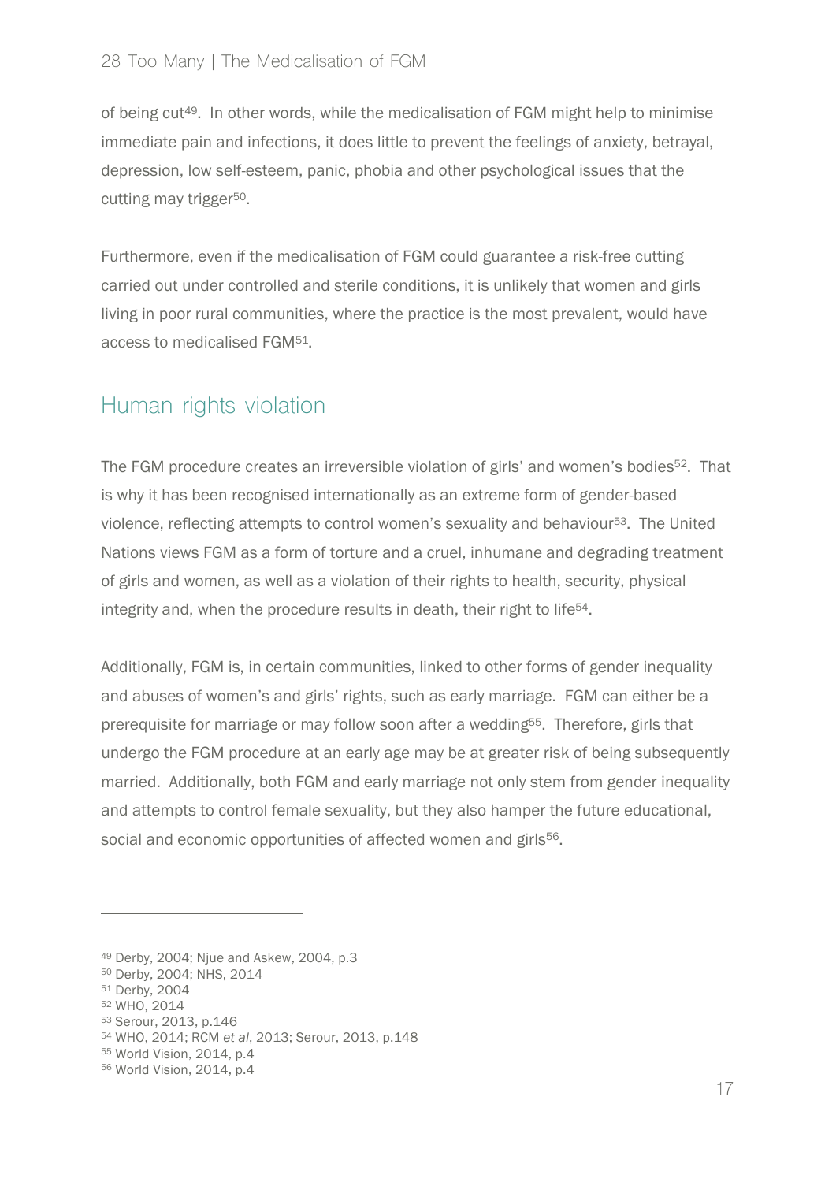of being cut[49]. In other words, while the medicalisation of FGM might help to minimise immediate pain and infections, it does little to prevent the feelings of anxiety, betrayal, depression, low self-esteem, panic, phobia and other psychological issues that the cutting may trigger[50].

Furthermore, even if the medicalisation of FGM could guarantee a risk-free cutting carried out under controlled and sterile conditions, it is unlikely that women and girls living in poor rural communities, where the practice is the most prevalent, would have access to medicalised FGM[51].

## Human rights violation

The FGM procedure creates an irreversible violation of girls' and women's bodies[52]. That is why it has been recognised internationally as an extreme form of gender-based violence, reflecting attempts to control women's sexuality and behaviour[53]. The United Nations views FGM as a form of torture and a cruel, inhumane and degrading treatment of girls and women, as well as a violation of their rights to health, security, physical integrity and, when the procedure results in death, their right to life[54].

Additionally, FGM is, in certain communities, linked to other forms of gender inequality and abuses of women's and girls' rights, such as early marriage. FGM can either be a prerequisite for marriage or may follow soon after a wedding[55]. Therefore, girls that undergo the FGM procedure at an early age may be at greater risk of being subsequently married. Additionally, both FGM and early marriage not only stem from gender inequality and attempts to control female sexuality, but they also hamper the future educational, social and economic opportunities of affected women and girls[56].

---

[49] Derby, 2004; Njue and Askew, 2004, p.3
[50] Derby, 2004; NHS, 2014
[51] Derby, 2004
[52] WHO, 2014
[53] Serour, 2013, p.146
[54] WHO, 2014; RCM *et al*, 2013; Serour, 2013, p.148
[55] World Vision, 2014, p.4
[56] World Vision, 2014, p.4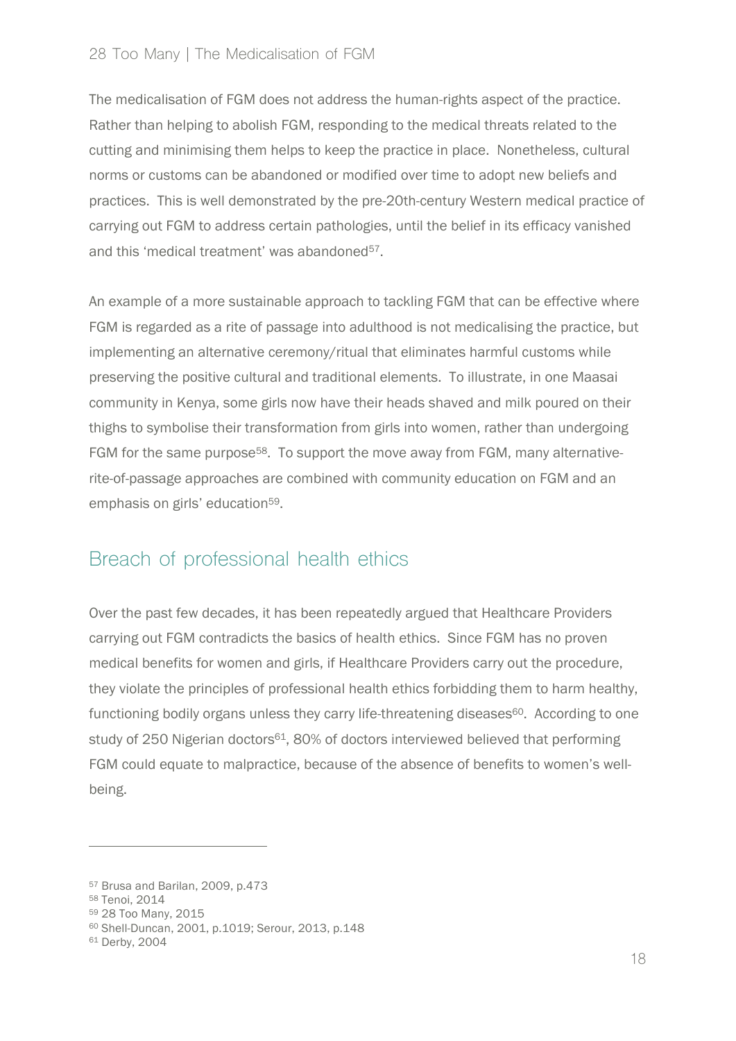The medicalisation of FGM does not address the human-rights aspect of the practice. Rather than helping to abolish FGM, responding to the medical threats related to the cutting and minimising them helps to keep the practice in place. Nonetheless, cultural norms or customs can be abandoned or modified over time to adopt new beliefs and practices. This is well demonstrated by the pre-20th-century Western medical practice of carrying out FGM to address certain pathologies, until the belief in its efficacy vanished and this 'medical treatment' was abandoned[57].

An example of a more sustainable approach to tackling FGM that can be effective where FGM is regarded as a rite of passage into adulthood is not medicalising the practice, but implementing an alternative ceremony/ritual that eliminates harmful customs while preserving the positive cultural and traditional elements. To illustrate, in one Maasai community in Kenya, some girls now have their heads shaved and milk poured on their thighs to symbolise their transformation from girls into women, rather than undergoing FGM for the same purpose[58]. To support the move away from FGM, many alternative-rite-of-passage approaches are combined with community education on FGM and an emphasis on girls' education[59].

## Breach of professional health ethics

Over the past few decades, it has been repeatedly argued that Healthcare Providers carrying out FGM contradicts the basics of health ethics. Since FGM has no proven medical benefits for women and girls, if Healthcare Providers carry out the procedure, they violate the principles of professional health ethics forbidding them to harm healthy, functioning bodily organs unless they carry life-threatening diseases[60]. According to one study of 250 Nigerian doctors[61], 80% of doctors interviewed believed that performing FGM could equate to malpractice, because of the absence of benefits to women's well-being.

---

[57] Brusa and Barilan, 2009, p.473
[58] Tenoi, 2014
[59] 28 Too Many, 2015
[60] Shell-Duncan, 2001, p.1019; Serour, 2013, p.148
[61] Derby, 2004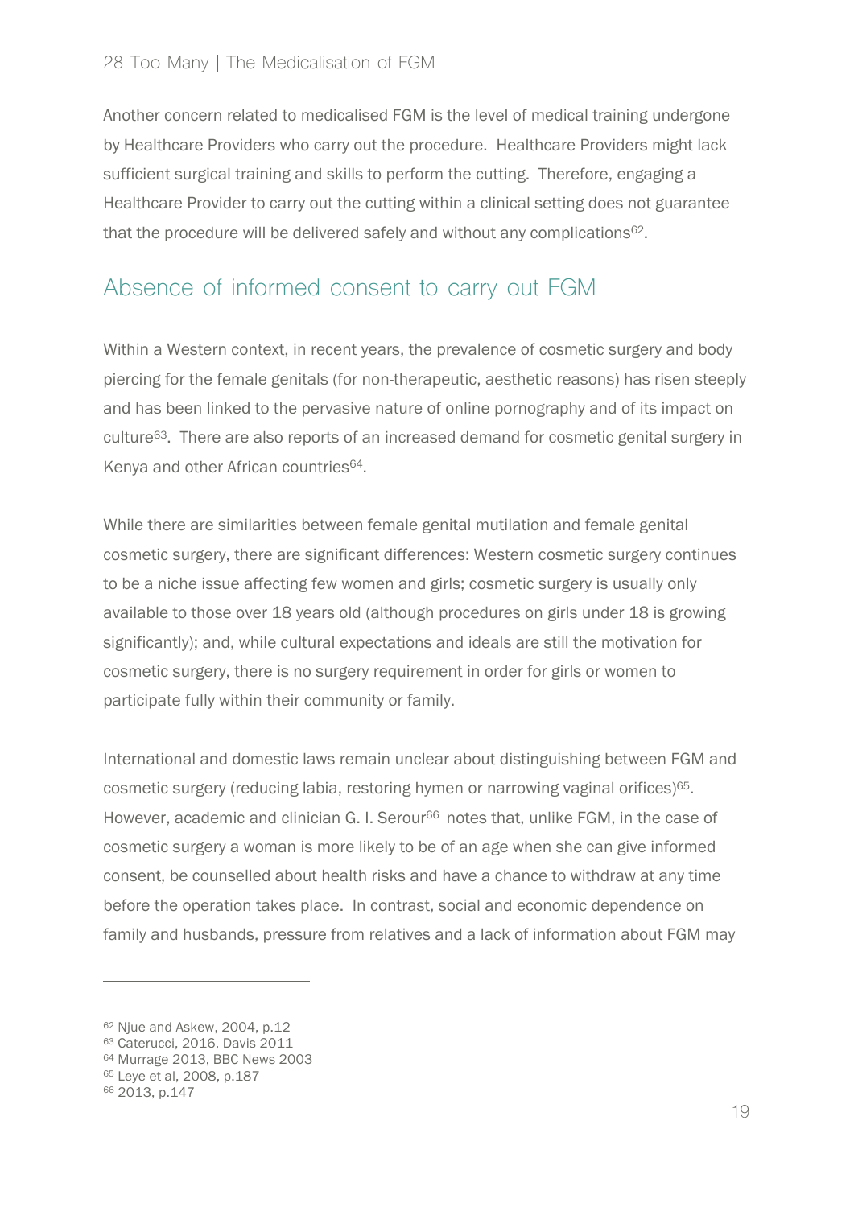Another concern related to medicalised FGM is the level of medical training undergone by Healthcare Providers who carry out the procedure. Healthcare Providers might lack sufficient surgical training and skills to perform the cutting. Therefore, engaging a Healthcare Provider to carry out the cutting within a clinical setting does not guarantee that the procedure will be delivered safely and without any complications[62].

## Absence of informed consent to carry out FGM

Within a Western context, in recent years, the prevalence of cosmetic surgery and body piercing for the female genitals (for non-therapeutic, aesthetic reasons) has risen steeply and has been linked to the pervasive nature of online pornography and of its impact on culture[63]. There are also reports of an increased demand for cosmetic genital surgery in Kenya and other African countries[64].

While there are similarities between female genital mutilation and female genital cosmetic surgery, there are significant differences: Western cosmetic surgery continues to be a niche issue affecting few women and girls; cosmetic surgery is usually only available to those over 18 years old (although procedures on girls under 18 is growing significantly); and, while cultural expectations and ideals are still the motivation for cosmetic surgery, there is no surgery requirement in order for girls or women to participate fully within their community or family.

International and domestic laws remain unclear about distinguishing between FGM and cosmetic surgery (reducing labia, restoring hymen or narrowing vaginal orifices)[65]. However, academic and clinician G. I. Serour[66] notes that, unlike FGM, in the case of cosmetic surgery a woman is more likely to be of an age when she can give informed consent, be counselled about health risks and have a chance to withdraw at any time before the operation takes place. In contrast, social and economic dependence on family and husbands, pressure from relatives and a lack of information about FGM may

---

[62] Njue and Askew, 2004, p.12
[63] Caterucci, 2016, Davis 2011
[64] Murrage 2013, BBC News 2003
[65] Leye et al, 2008, p.187
[66] 2013, p.147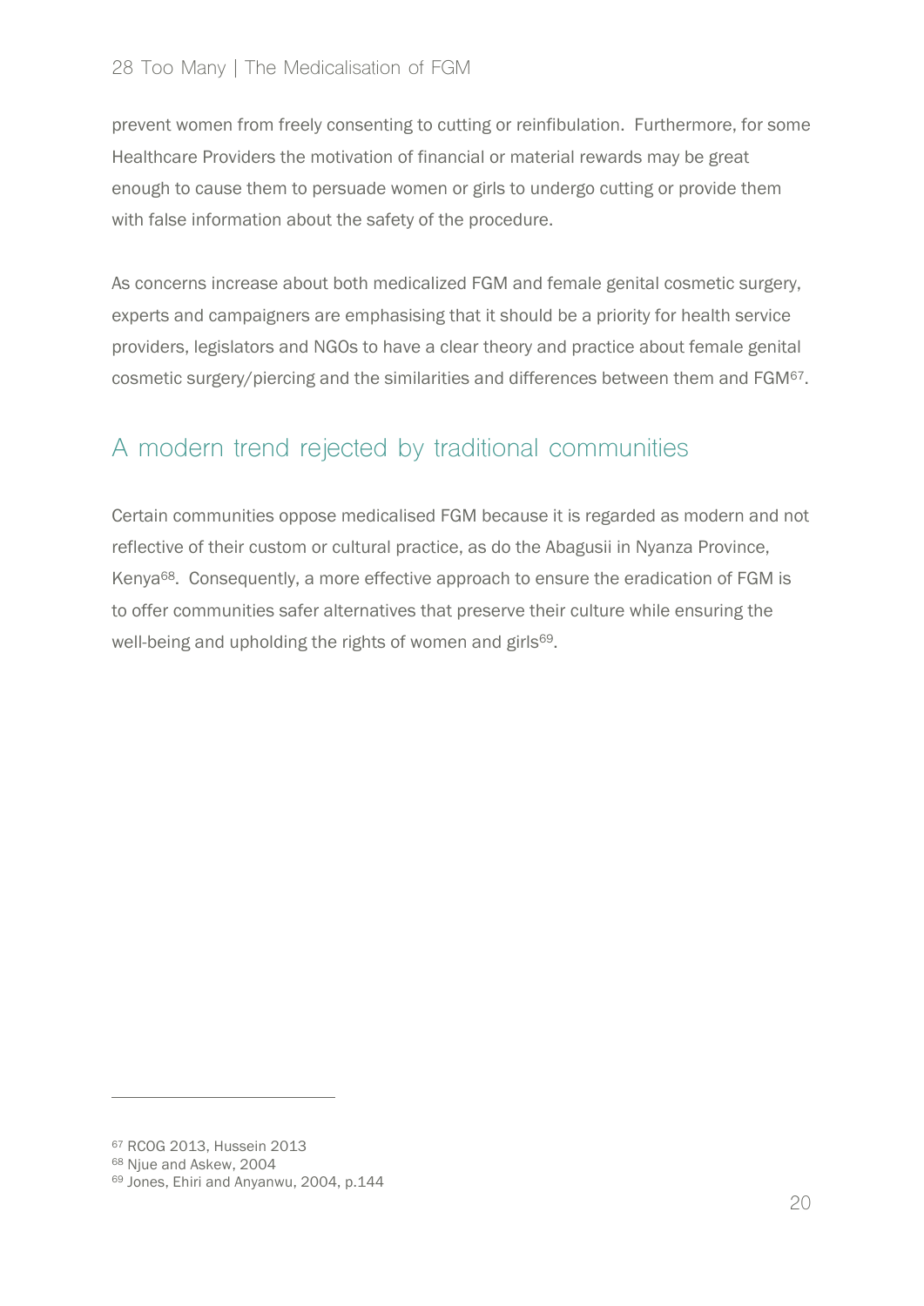prevent women from freely consenting to cutting or reinfibulation. Furthermore, for some Healthcare Providers the motivation of financial or material rewards may be great enough to cause them to persuade women or girls to undergo cutting or provide them with false information about the safety of the procedure.

As concerns increase about both medicalized FGM and female genital cosmetic surgery, experts and campaigners are emphasising that it should be a priority for health service providers, legislators and NGOs to have a clear theory and practice about female genital cosmetic surgery/piercing and the similarities and differences between them and FGM[67].

## A modern trend rejected by traditional communities

Certain communities oppose medicalised FGM because it is regarded as modern and not reflective of their custom or cultural practice, as do the Abagusii in Nyanza Province, Kenya[68]. Consequently, a more effective approach to ensure the eradication of FGM is to offer communities safer alternatives that preserve their culture while ensuring the well-being and upholding the rights of women and girls[69].

---

[67] RCOG 2013, Hussein 2013
[68] Njue and Askew, 2004
[69] Jones, Ehiri and Anyanwu, 2004, p.144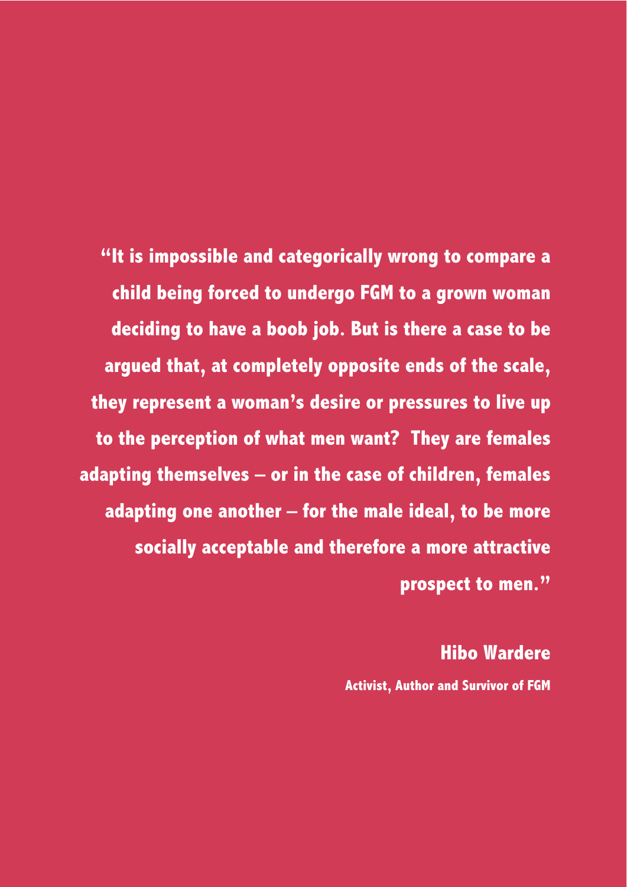**"It is impossible and categorically wrong to compare a child being forced to undergo FGM to a grown woman deciding to have a boob job. But is there a case to be argued that, at completely opposite ends of the scale, they represent a woman's desire or pressures to live up to the perception of what men want? They are females adapting themselves – or in the case of children, females adapting one another – for the male ideal, to be more socially acceptable and therefore a more attractive prospect to men."**

**Hibo Wardere**

**Activist, Author and Survivor of FGM**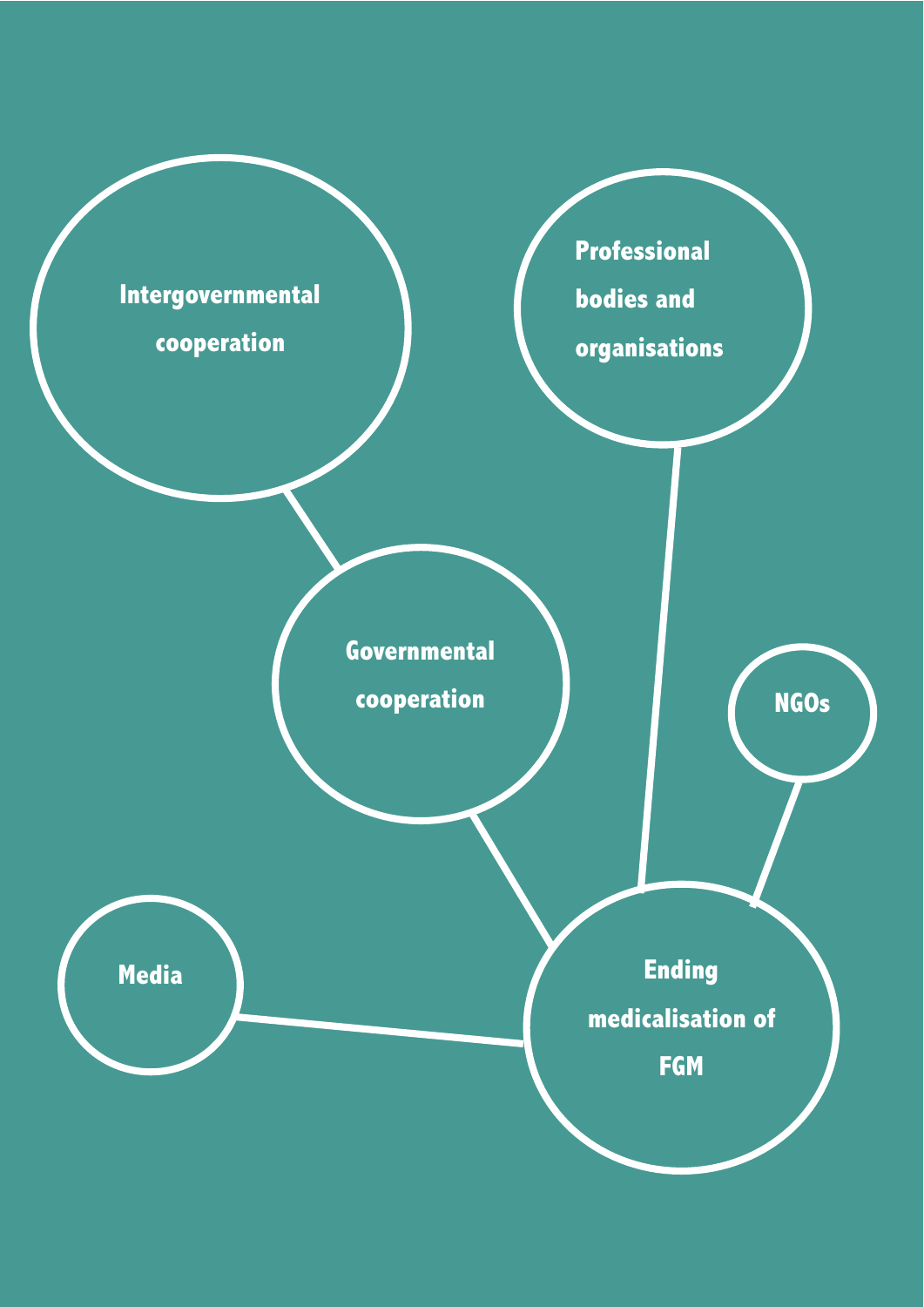Intergovernmental cooperation

Professional bodies and organisations

Governmental cooperation

NGOs

Media

Ending medicalisation of FGM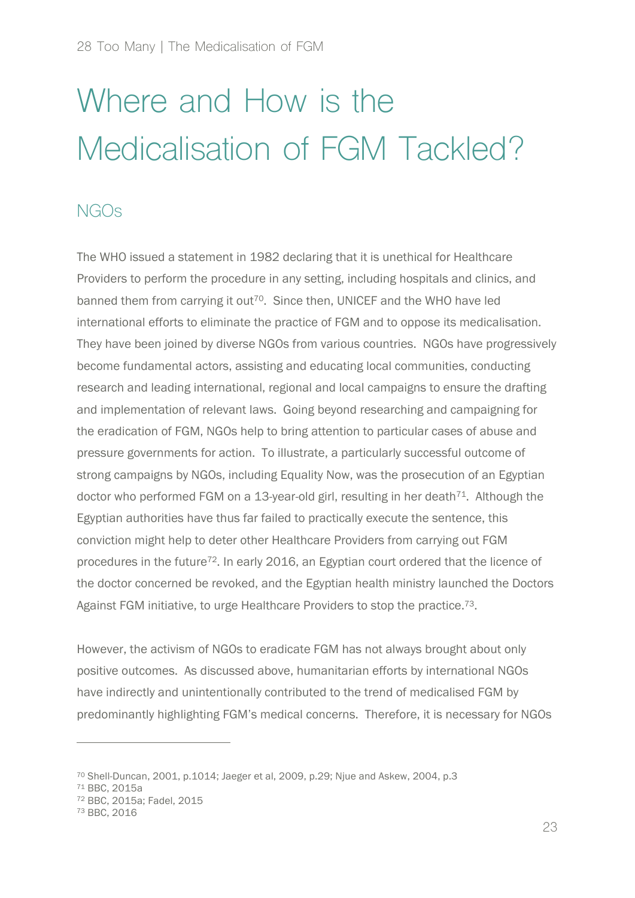# Where and How is the Medicalisation of FGM Tackled?

## NGOs

The WHO issued a statement in 1982 declaring that it is unethical for Healthcare Providers to perform the procedure in any setting, including hospitals and clinics, and banned them from carrying it out[70]. Since then, UNICEF and the WHO have led international efforts to eliminate the practice of FGM and to oppose its medicalisation. They have been joined by diverse NGOs from various countries. NGOs have progressively become fundamental actors, assisting and educating local communities, conducting research and leading international, regional and local campaigns to ensure the drafting and implementation of relevant laws. Going beyond researching and campaigning for the eradication of FGM, NGOs help to bring attention to particular cases of abuse and pressure governments for action. To illustrate, a particularly successful outcome of strong campaigns by NGOs, including Equality Now, was the prosecution of an Egyptian doctor who performed FGM on a 13-year-old girl, resulting in her death[71]. Although the Egyptian authorities have thus far failed to practically execute the sentence, this conviction might help to deter other Healthcare Providers from carrying out FGM procedures in the future[72]. In early 2016, an Egyptian court ordered that the licence of the doctor concerned be revoked, and the Egyptian health ministry launched the Doctors Against FGM initiative, to urge Healthcare Providers to stop the practice.[73].

However, the activism of NGOs to eradicate FGM has not always brought about only positive outcomes. As discussed above, humanitarian efforts by international NGOs have indirectly and unintentionally contributed to the trend of medicalised FGM by predominantly highlighting FGM's medical concerns. Therefore, it is necessary for NGOs

---

[70] Shell-Duncan, 2001, p.1014; Jaeger et al, 2009, p.29; Njue and Askew, 2004, p.3

[71] BBC, 2015a

[72] BBC, 2015a; Fadel, 2015

[73] BBC, 2016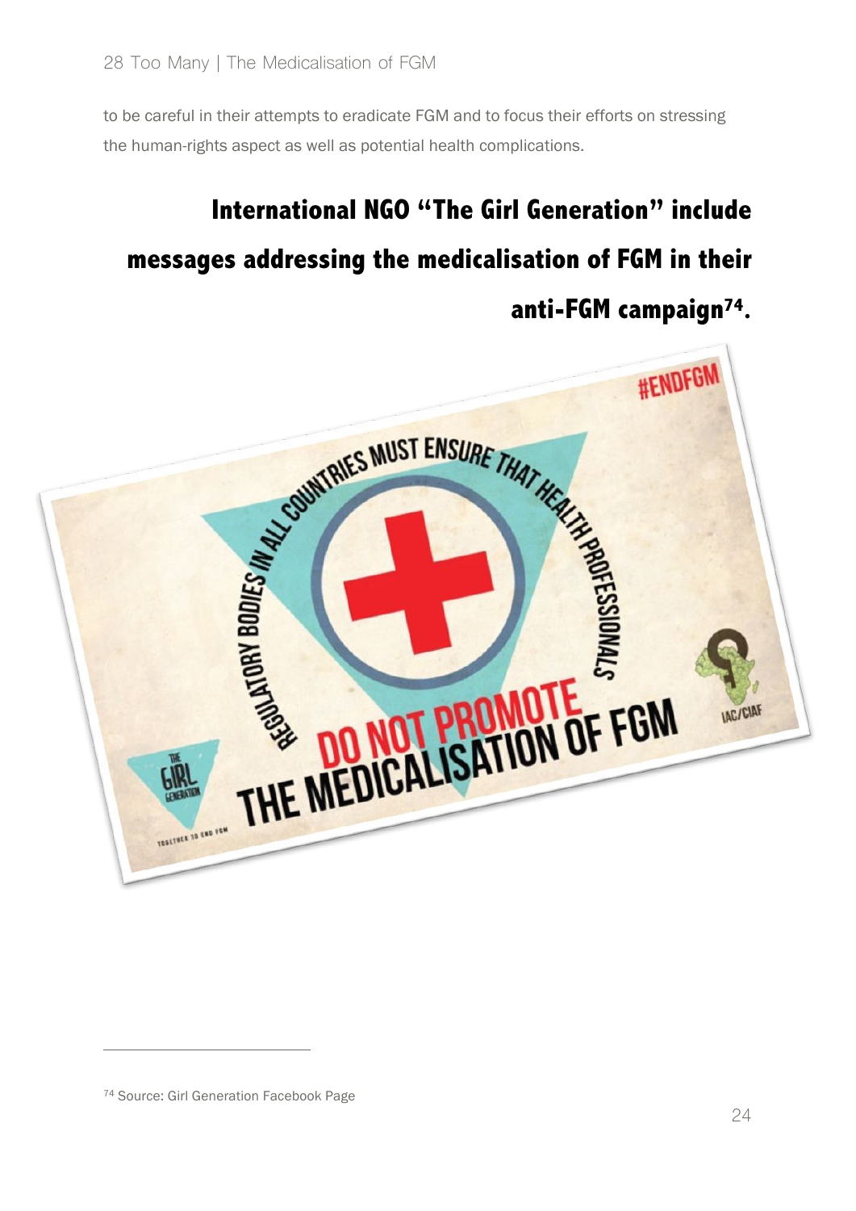to be careful in their attempts to eradicate FGM and to focus their efforts on stressing the human-rights aspect as well as potential health complications.

**International NGO "The Girl Generation" include messages addressing the medicalisation of FGM in their anti-FGM campaign[74].**

---

[74] Source: Girl Generation Facebook Page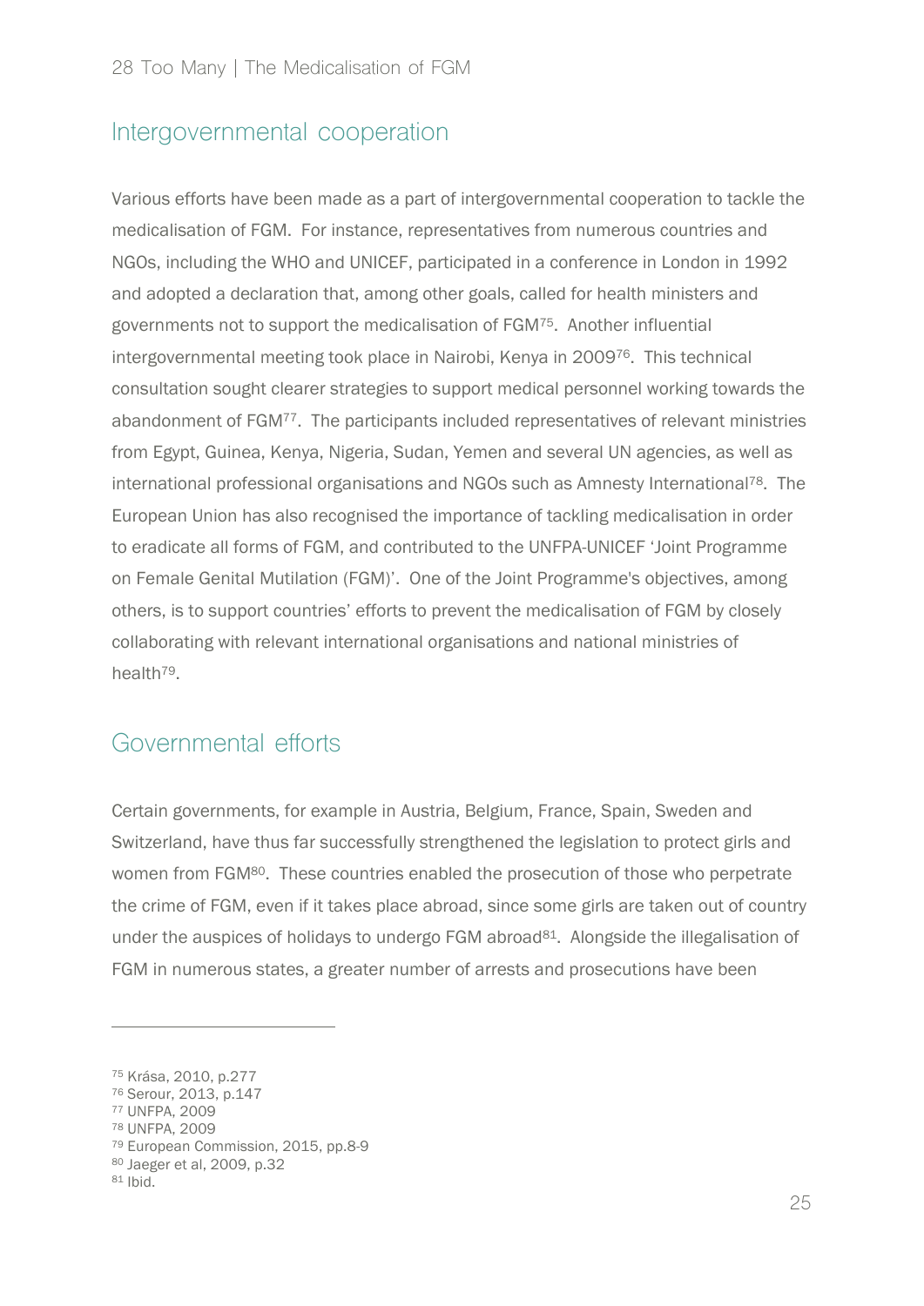## Intergovernmental cooperation

Various efforts have been made as a part of intergovernmental cooperation to tackle the medicalisation of FGM. For instance, representatives from numerous countries and NGOs, including the WHO and UNICEF, participated in a conference in London in 1992 and adopted a declaration that, among other goals, called for health ministers and governments not to support the medicalisation of FGM[75]. Another influential intergovernmental meeting took place in Nairobi, Kenya in 2009[76]. This technical consultation sought clearer strategies to support medical personnel working towards the abandonment of FGM[77]. The participants included representatives of relevant ministries from Egypt, Guinea, Kenya, Nigeria, Sudan, Yemen and several UN agencies, as well as international professional organisations and NGOs such as Amnesty International[78]. The European Union has also recognised the importance of tackling medicalisation in order to eradicate all forms of FGM, and contributed to the UNFPA-UNICEF 'Joint Programme on Female Genital Mutilation (FGM)'. One of the Joint Programme's objectives, among others, is to support countries' efforts to prevent the medicalisation of FGM by closely collaborating with relevant international organisations and national ministries of health[79].

## Governmental efforts

Certain governments, for example in Austria, Belgium, France, Spain, Sweden and Switzerland, have thus far successfully strengthened the legislation to protect girls and women from FGM[80]. These countries enabled the prosecution of those who perpetrate the crime of FGM, even if it takes place abroad, since some girls are taken out of country under the auspices of holidays to undergo FGM abroad[81]. Alongside the illegalisation of FGM in numerous states, a greater number of arrests and prosecutions have been

---

[75] Krása, 2010, p.277
[76] Serour, 2013, p.147
[77] UNFPA, 2009
[78] UNFPA, 2009
[79] European Commission, 2015, pp.8-9
[80] Jaeger et al, 2009, p.32
[81] Ibid.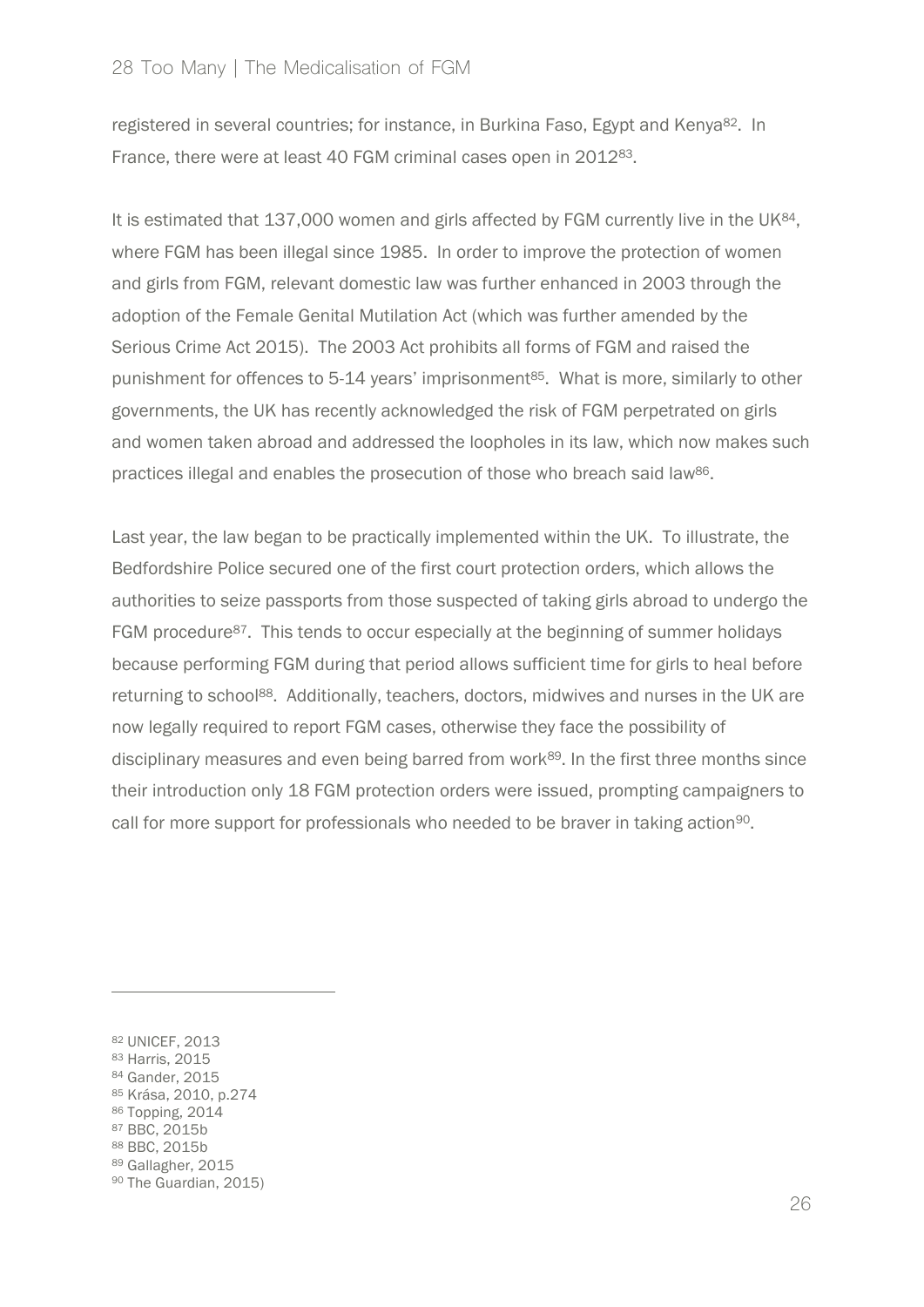registered in several countries; for instance, in Burkina Faso, Egypt and Kenya[82]. In France, there were at least 40 FGM criminal cases open in 2012[83].

It is estimated that 137,000 women and girls affected by FGM currently live in the UK[84], where FGM has been illegal since 1985. In order to improve the protection of women and girls from FGM, relevant domestic law was further enhanced in 2003 through the adoption of the Female Genital Mutilation Act (which was further amended by the Serious Crime Act 2015). The 2003 Act prohibits all forms of FGM and raised the punishment for offences to 5-14 years' imprisonment[85]. What is more, similarly to other governments, the UK has recently acknowledged the risk of FGM perpetrated on girls and women taken abroad and addressed the loopholes in its law, which now makes such practices illegal and enables the prosecution of those who breach said law[86].

Last year, the law began to be practically implemented within the UK. To illustrate, the Bedfordshire Police secured one of the first court protection orders, which allows the authorities to seize passports from those suspected of taking girls abroad to undergo the FGM procedure[87]. This tends to occur especially at the beginning of summer holidays because performing FGM during that period allows sufficient time for girls to heal before returning to school[88]. Additionally, teachers, doctors, midwives and nurses in the UK are now legally required to report FGM cases, otherwise they face the possibility of disciplinary measures and even being barred from work[89]. In the first three months since their introduction only 18 FGM protection orders were issued, prompting campaigners to call for more support for professionals who needed to be braver in taking action[90].

---

[82] UNICEF, 2013
[83] Harris, 2015
[84] Gander, 2015
[85] Krása, 2010, p.274
[86] Topping, 2014
[87] BBC, 2015b
[88] BBC, 2015b
[89] Gallagher, 2015
[90] The Guardian, 2015)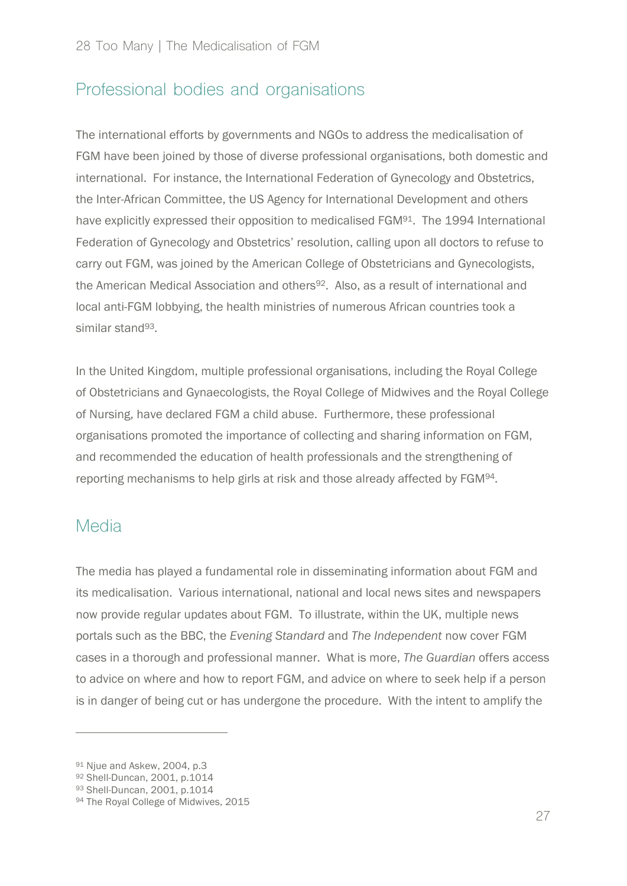## Professional bodies and organisations

The international efforts by governments and NGOs to address the medicalisation of FGM have been joined by those of diverse professional organisations, both domestic and international. For instance, the International Federation of Gynecology and Obstetrics, the Inter-African Committee, the US Agency for International Development and others have explicitly expressed their opposition to medicalised FGM[91]. The 1994 International Federation of Gynecology and Obstetrics' resolution, calling upon all doctors to refuse to carry out FGM, was joined by the American College of Obstetricians and Gynecologists, the American Medical Association and others[92]. Also, as a result of international and local anti-FGM lobbying, the health ministries of numerous African countries took a similar stand[93].

In the United Kingdom, multiple professional organisations, including the Royal College of Obstetricians and Gynaecologists, the Royal College of Midwives and the Royal College of Nursing, have declared FGM a child abuse. Furthermore, these professional organisations promoted the importance of collecting and sharing information on FGM, and recommended the education of health professionals and the strengthening of reporting mechanisms to help girls at risk and those already affected by FGM[94].

## Media

The media has played a fundamental role in disseminating information about FGM and its medicalisation. Various international, national and local news sites and newspapers now provide regular updates about FGM. To illustrate, within the UK, multiple news portals such as the BBC, the *Evening Standard* and *The Independent* now cover FGM cases in a thorough and professional manner. What is more, *The Guardian* offers access to advice on where and how to report FGM, and advice on where to seek help if a person is in danger of being cut or has undergone the procedure. With the intent to amplify the

---

[91] Njue and Askew, 2004, p.3
[92] Shell-Duncan, 2001, p.1014
[93] Shell-Duncan, 2001, p.1014
[94] The Royal College of Midwives, 2015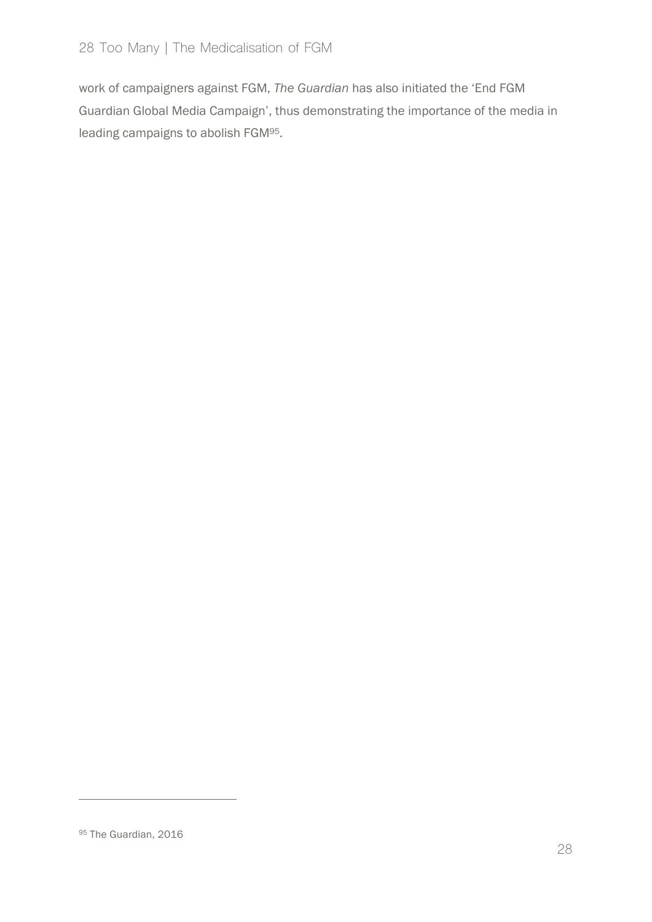work of campaigners against FGM, *The Guardian* has also initiated the 'End FGM Guardian Global Media Campaign', thus demonstrating the importance of the media in leading campaigns to abolish FGM[95].

[95] The Guardian, 2016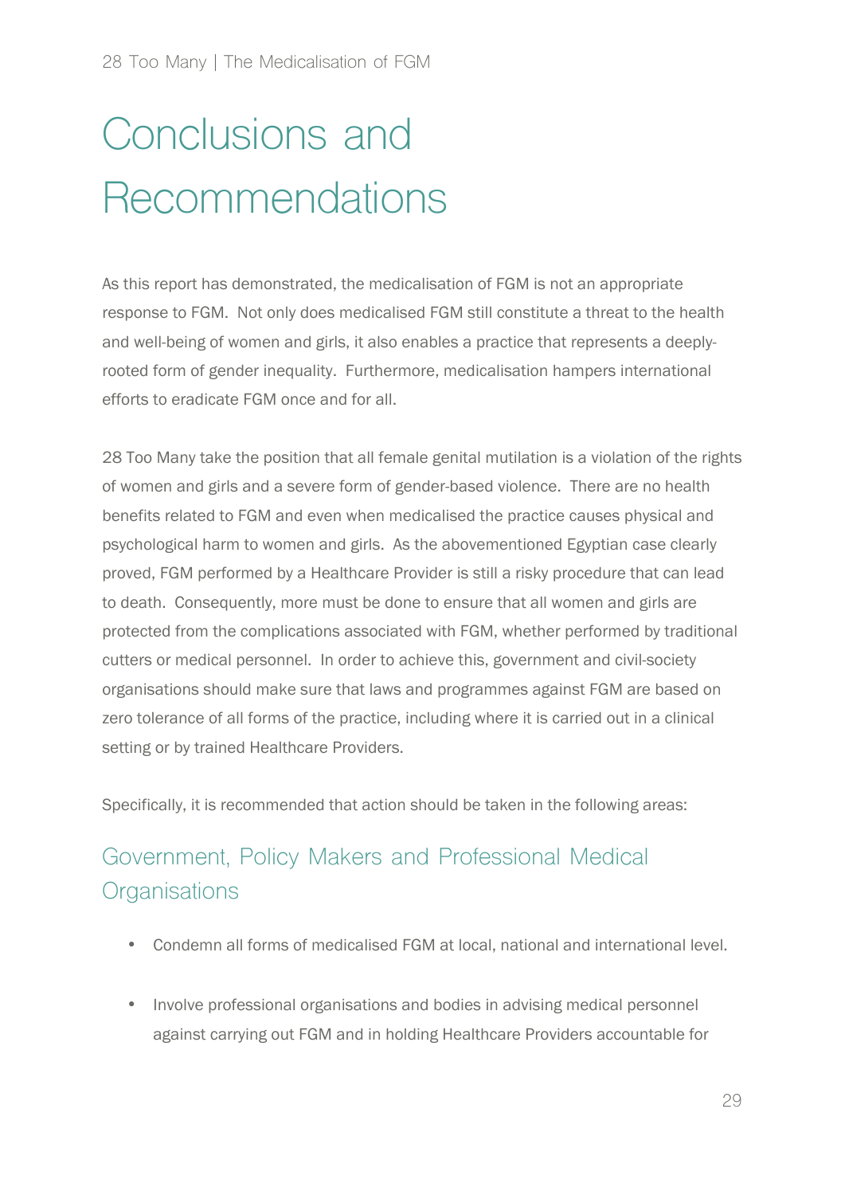# Conclusions and Recommendations

As this report has demonstrated, the medicalisation of FGM is not an appropriate response to FGM. Not only does medicalised FGM still constitute a threat to the health and well-being of women and girls, it also enables a practice that represents a deeply-rooted form of gender inequality. Furthermore, medicalisation hampers international efforts to eradicate FGM once and for all.

28 Too Many take the position that all female genital mutilation is a violation of the rights of women and girls and a severe form of gender-based violence. There are no health benefits related to FGM and even when medicalised the practice causes physical and psychological harm to women and girls. As the abovementioned Egyptian case clearly proved, FGM performed by a Healthcare Provider is still a risky procedure that can lead to death. Consequently, more must be done to ensure that all women and girls are protected from the complications associated with FGM, whether performed by traditional cutters or medical personnel. In order to achieve this, government and civil-society organisations should make sure that laws and programmes against FGM are based on zero tolerance of all forms of the practice, including where it is carried out in a clinical setting or by trained Healthcare Providers.

Specifically, it is recommended that action should be taken in the following areas:

## Government, Policy Makers and Professional Medical Organisations

- Condemn all forms of medicalised FGM at local, national and international level.
- Involve professional organisations and bodies in advising medical personnel against carrying out FGM and in holding Healthcare Providers accountable for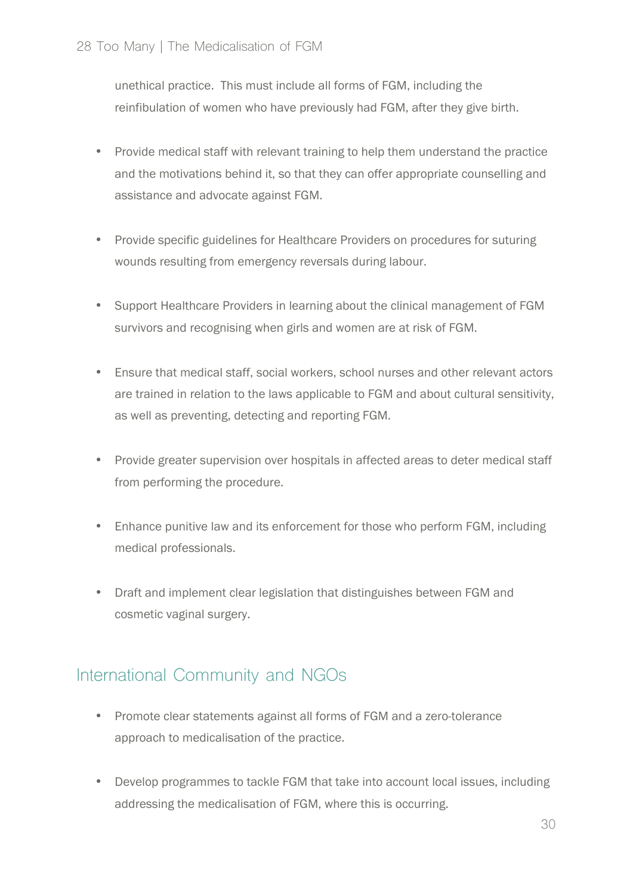unethical practice. This must include all forms of FGM, including the reinfibulation of women who have previously had FGM, after they give birth.

- Provide medical staff with relevant training to help them understand the practice and the motivations behind it, so that they can offer appropriate counselling and assistance and advocate against FGM.

- Provide specific guidelines for Healthcare Providers on procedures for suturing wounds resulting from emergency reversals during labour.

- Support Healthcare Providers in learning about the clinical management of FGM survivors and recognising when girls and women are at risk of FGM.

- Ensure that medical staff, social workers, school nurses and other relevant actors are trained in relation to the laws applicable to FGM and about cultural sensitivity, as well as preventing, detecting and reporting FGM.

- Provide greater supervision over hospitals in affected areas to deter medical staff from performing the procedure.

- Enhance punitive law and its enforcement for those who perform FGM, including medical professionals.

- Draft and implement clear legislation that distinguishes between FGM and cosmetic vaginal surgery.

## International Community and NGOs

- Promote clear statements against all forms of FGM and a zero-tolerance approach to medicalisation of the practice.

- Develop programmes to tackle FGM that take into account local issues, including addressing the medicalisation of FGM, where this is occurring.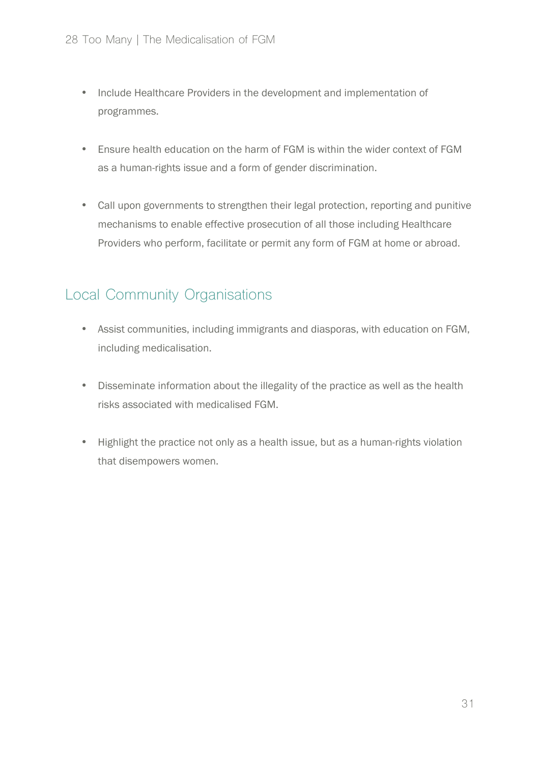- Include Healthcare Providers in the development and implementation of programmes.

- Ensure health education on the harm of FGM is within the wider context of FGM as a human-rights issue and a form of gender discrimination.

- Call upon governments to strengthen their legal protection, reporting and punitive mechanisms to enable effective prosecution of all those including Healthcare Providers who perform, facilitate or permit any form of FGM at home or abroad.

## Local Community Organisations

- Assist communities, including immigrants and diasporas, with education on FGM, including medicalisation.

- Disseminate information about the illegality of the practice as well as the health risks associated with medicalised FGM.

- Highlight the practice not only as a health issue, but as a human-rights violation that disempowers women.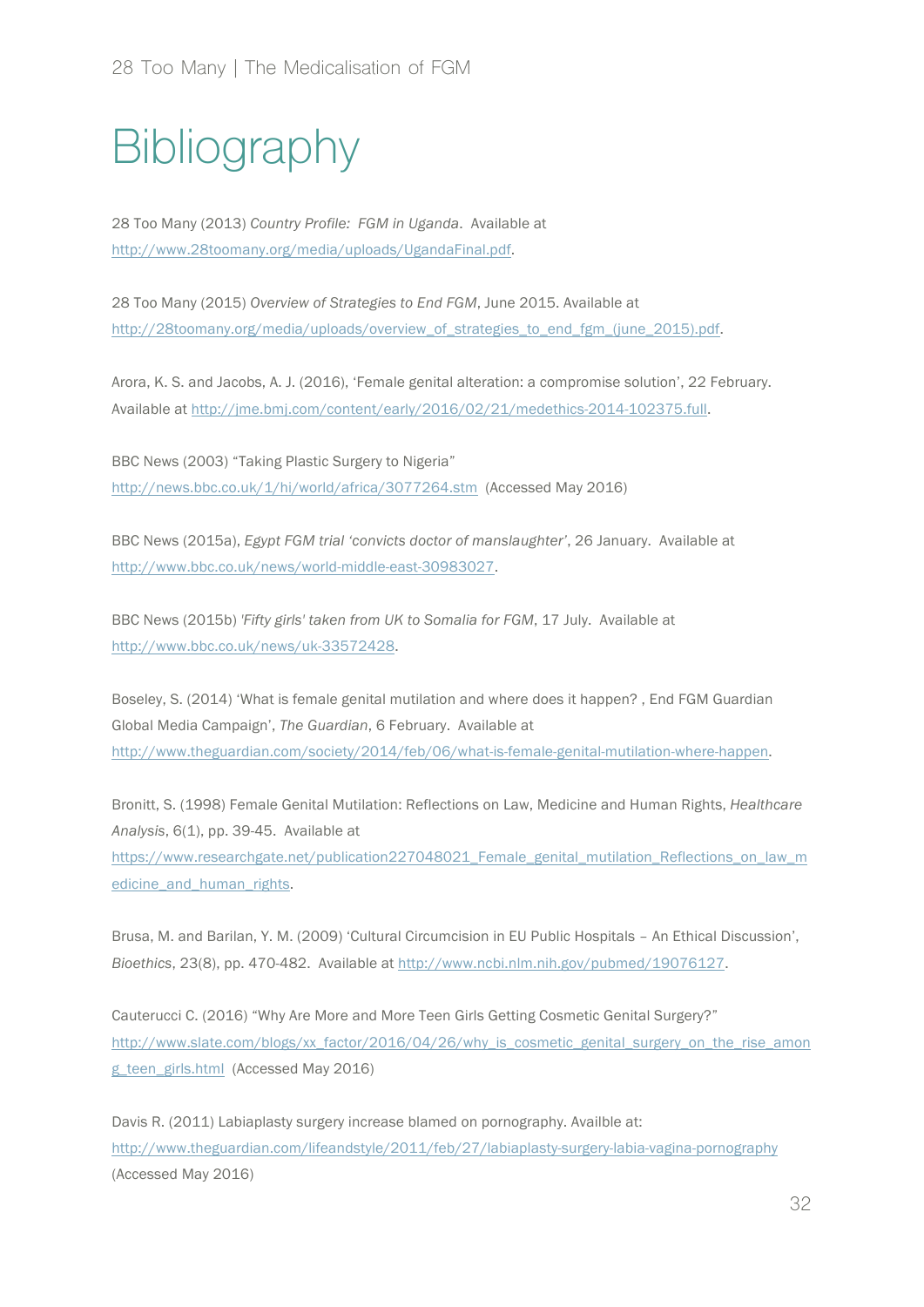# Bibliography

28 Too Many (2013) *Country Profile: FGM in Uganda*. Available at http://www.28toomany.org/media/uploads/UgandaFinal.pdf.

28 Too Many (2015) *Overview of Strategies to End FGM*, June 2015. Available at http://28toomany.org/media/uploads/overview_of_strategies_to_end_fgm_(june_2015).pdf.

Arora, K. S. and Jacobs, A. J. (2016), 'Female genital alteration: a compromise solution', 22 February. Available at http://jme.bmj.com/content/early/2016/02/21/medethics-2014-102375.full.

BBC News (2003) "Taking Plastic Surgery to Nigeria" http://news.bbc.co.uk/1/hi/world/africa/3077264.stm (Accessed May 2016)

BBC News (2015a), *Egypt FGM trial 'convicts doctor of manslaughter'*, 26 January. Available at http://www.bbc.co.uk/news/world-middle-east-30983027.

BBC News (2015b) *'Fifty girls' taken from UK to Somalia for FGM*, 17 July. Available at http://www.bbc.co.uk/news/uk-33572428.

Boseley, S. (2014) 'What is female genital mutilation and where does it happen? , End FGM Guardian Global Media Campaign', *The Guardian*, 6 February. Available at http://www.theguardian.com/society/2014/feb/06/what-is-female-genital-mutilation-where-happen.

Bronitt, S. (1998) Female Genital Mutilation: Reflections on Law, Medicine and Human Rights, *Healthcare Analysis*, 6(1), pp. 39-45. Available at https://www.researchgate.net/publication227048021_Female_genital_mutilation_Reflections_on_law_medicine_and_human_rights.

Brusa, M. and Barilan, Y. M. (2009) 'Cultural Circumcision in EU Public Hospitals – An Ethical Discussion', *Bioethics*, 23(8), pp. 470-482. Available at http://www.ncbi.nlm.nih.gov/pubmed/19076127.

Cauterucci C. (2016) "Why Are More and More Teen Girls Getting Cosmetic Genital Surgery?" http://www.slate.com/blogs/xx_factor/2016/04/26/why_is_cosmetic_genital_surgery_on_the_rise_among_teen_girls.html (Accessed May 2016)

Davis R. (2011) Labiaplasty surgery increase blamed on pornography. Availble at: http://www.theguardian.com/lifeandstyle/2011/feb/27/labiaplasty-surgery-labia-vagina-pornography (Accessed May 2016)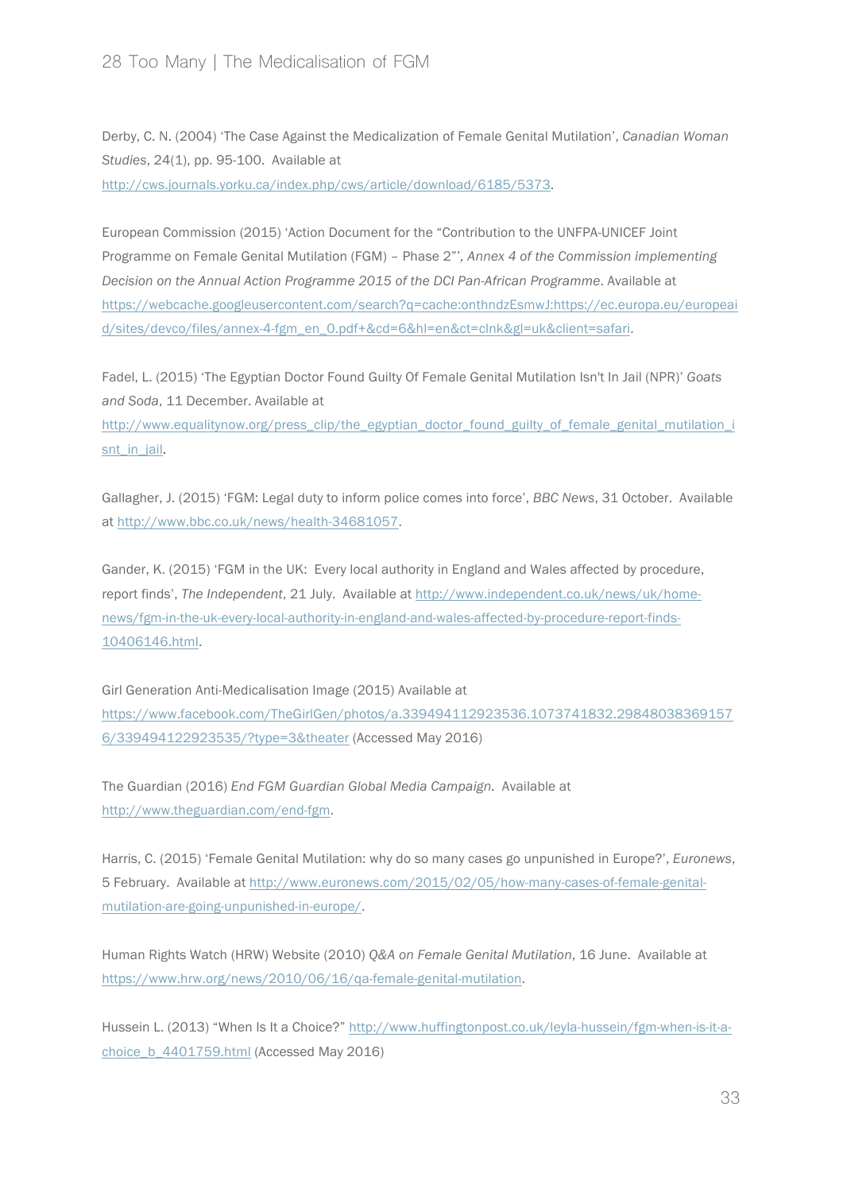Derby, C. N. (2004) 'The Case Against the Medicalization of Female Genital Mutilation', *Canadian Woman Studies*, 24(1), pp. 95-100. Available at http://cws.journals.yorku.ca/index.php/cws/article/download/6185/5373.

European Commission (2015) 'Action Document for the "Contribution to the UNFPA-UNICEF Joint Programme on Female Genital Mutilation (FGM) – Phase 2"', *Annex 4 of the Commission implementing Decision on the Annual Action Programme 2015 of the DCI Pan-African Programme*. Available at https://webcache.googleusercontent.com/search?q=cache:onthndzEsmwJ:https://ec.europa.eu/europeaid/sites/devco/files/annex-4-fgm_en_0.pdf+&cd=6&hl=en&ct=clnk&gl=uk&client=safari.

Fadel, L. (2015) 'The Egyptian Doctor Found Guilty Of Female Genital Mutilation Isn't In Jail (NPR)' *Goats and Soda*, 11 December. Available at http://www.equalitynow.org/press_clip/the_egyptian_doctor_found_guilty_of_female_genital_mutilation_isnt_in_jail.

Gallagher, J. (2015) 'FGM: Legal duty to inform police comes into force', *BBC News*, 31 October. Available at http://www.bbc.co.uk/news/health-34681057.

Gander, K. (2015) 'FGM in the UK: Every local authority in England and Wales affected by procedure, report finds', *The Independent*, 21 July. Available at http://www.independent.co.uk/news/uk/home-news/fgm-in-the-uk-every-local-authority-in-england-and-wales-affected-by-procedure-report-finds-10406146.html.

Girl Generation Anti-Medicalisation Image (2015) Available at https://www.facebook.com/TheGirlGen/photos/a.339494112923536.1073741832.298480383691576/339494122923535/?type=3&theater (Accessed May 2016)

The Guardian (2016) *End FGM Guardian Global Media Campaign.* Available at http://www.theguardian.com/end-fgm.

Harris, C. (2015) 'Female Genital Mutilation: why do so many cases go unpunished in Europe?', *Euronews*, 5 February. Available at http://www.euronews.com/2015/02/05/how-many-cases-of-female-genital-mutilation-are-going-unpunished-in-europe/.

Human Rights Watch (HRW) Website (2010) *Q&A on Female Genital Mutilation*, 16 June. Available at https://www.hrw.org/news/2010/06/16/qa-female-genital-mutilation.

Hussein L. (2013) "When Is It a Choice?" http://www.huffingtonpost.co.uk/leyla-hussein/fgm-when-is-it-a-choice_b_4401759.html (Accessed May 2016)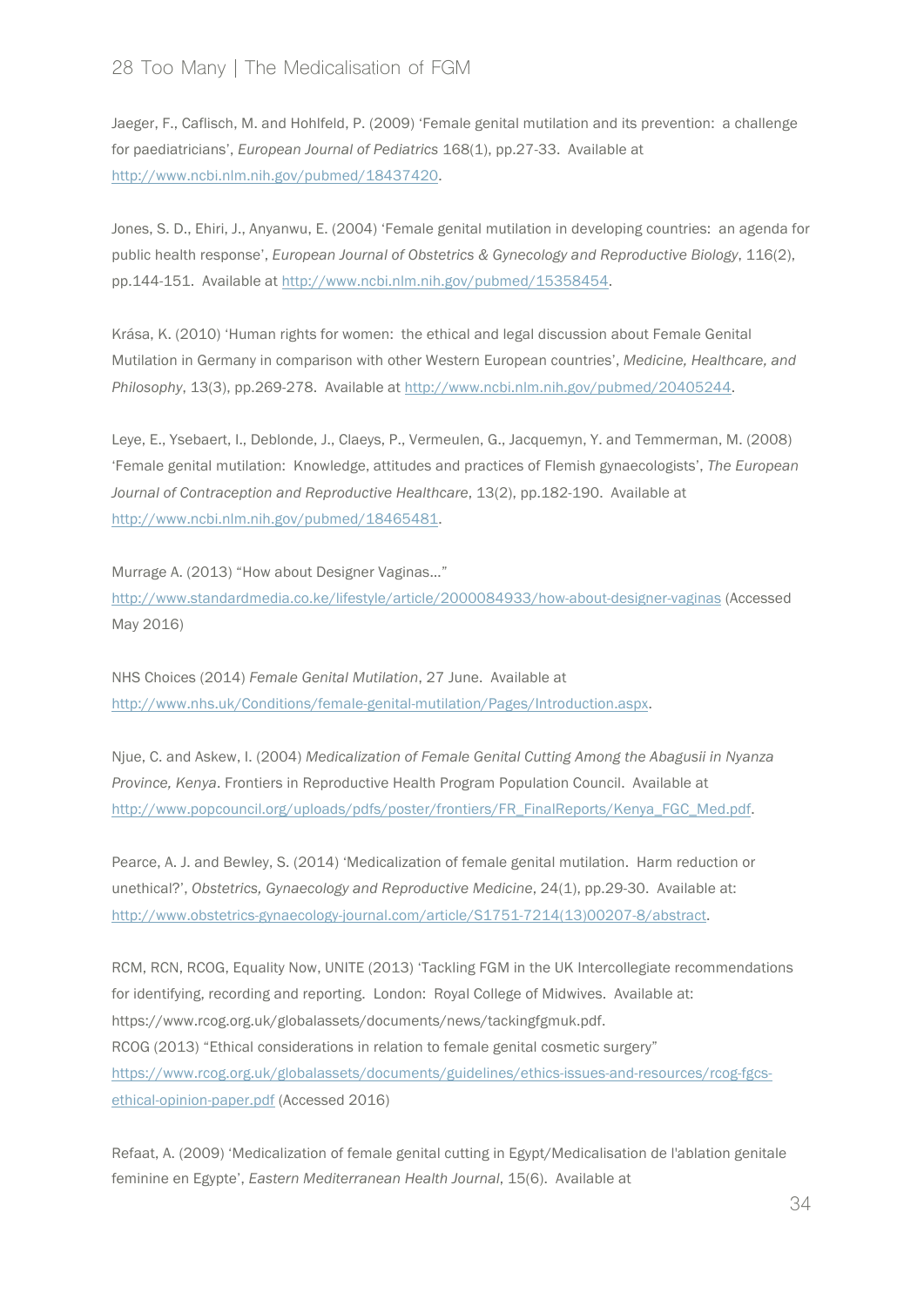Jaeger, F., Caflisch, M. and Hohlfeld, P. (2009) 'Female genital mutilation and its prevention: a challenge for paediatricians', *European Journal of Pediatrics* 168(1), pp.27-33. Available at http://www.ncbi.nlm.nih.gov/pubmed/18437420.

Jones, S. D., Ehiri, J., Anyanwu, E. (2004) 'Female genital mutilation in developing countries: an agenda for public health response', *European Journal of Obstetrics & Gynecology and Reproductive Biology*, 116(2), pp.144-151. Available at http://www.ncbi.nlm.nih.gov/pubmed/15358454.

Krása, K. (2010) 'Human rights for women: the ethical and legal discussion about Female Genital Mutilation in Germany in comparison with other Western European countries', *Medicine, Healthcare, and Philosophy*, 13(3), pp.269-278. Available at http://www.ncbi.nlm.nih.gov/pubmed/20405244.

Leye, E., Ysebaert, I., Deblonde, J., Claeys, P., Vermeulen, G., Jacquemyn, Y. and Temmerman, M. (2008) 'Female genital mutilation: Knowledge, attitudes and practices of Flemish gynaecologists', *The European Journal of Contraception and Reproductive Healthcare*, 13(2), pp.182-190. Available at http://www.ncbi.nlm.nih.gov/pubmed/18465481.

Murrage A. (2013) "How about Designer Vaginas…"
http://www.standardmedia.co.ke/lifestyle/article/2000084933/how-about-designer-vaginas (Accessed May 2016)

NHS Choices (2014) *Female Genital Mutilation*, 27 June. Available at http://www.nhs.uk/Conditions/female-genital-mutilation/Pages/Introduction.aspx.

Njue, C. and Askew, I. (2004) *Medicalization of Female Genital Cutting Among the Abagusii in Nyanza Province, Kenya*. Frontiers in Reproductive Health Program Population Council. Available at http://www.popcouncil.org/uploads/pdfs/poster/frontiers/FR_FinalReports/Kenya_FGC_Med.pdf.

Pearce, A. J. and Bewley, S. (2014) 'Medicalization of female genital mutilation. Harm reduction or unethical?', *Obstetrics, Gynaecology and Reproductive Medicine*, 24(1), pp.29-30. Available at: http://www.obstetrics-gynaecology-journal.com/article/S1751-7214(13)00207-8/abstract.

RCM, RCN, RCOG, Equality Now, UNITE (2013) 'Tackling FGM in the UK Intercollegiate recommendations for identifying, recording and reporting. London: Royal College of Midwives. Available at: https://www.rcog.org.uk/globalassets/documents/news/tackingfgmuk.pdf.

RCOG (2013) "Ethical considerations in relation to female genital cosmetic surgery"
https://www.rcog.org.uk/globalassets/documents/guidelines/ethics-issues-and-resources/rcog-fgcs-ethical-opinion-paper.pdf (Accessed 2016)

Refaat, A. (2009) 'Medicalization of female genital cutting in Egypt/Medicalisation de l'ablation genitale feminine en Egypte', *Eastern Mediterranean Health Journal*, 15(6). Available at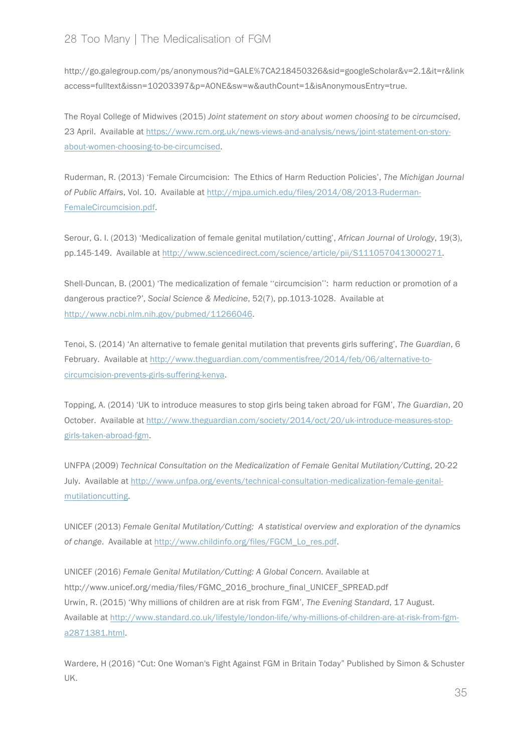http://go.galegroup.com/ps/anonymous?id=GALE%7CA218450326&sid=googleScholar&v=2.1&it=r&linkaccess=fulltext&issn=10203397&p=AONE&sw=w&authCount=1&isAnonymousEntry=true.

The Royal College of Midwives (2015) *Joint statement on story about women choosing to be circumcised*, 23 April. Available at https://www.rcm.org.uk/news-views-and-analysis/news/joint-statement-on-story-about-women-choosing-to-be-circumcised.

Ruderman, R. (2013) 'Female Circumcision: The Ethics of Harm Reduction Policies', *The Michigan Journal of Public Affairs*, Vol. 10. Available at http://mjpa.umich.edu/files/2014/08/2013-Ruderman-FemaleCircumcision.pdf.

Serour, G. I. (2013) 'Medicalization of female genital mutilation/cutting', *African Journal of Urology*, 19(3), pp.145-149. Available at http://www.sciencedirect.com/science/article/pii/S1110570413000271.

Shell-Duncan, B. (2001) 'The medicalization of female ''circumcision'': harm reduction or promotion of a dangerous practice?', *Social Science & Medicine*, 52(7), pp.1013-1028. Available at http://www.ncbi.nlm.nih.gov/pubmed/11266046.

Tenoi, S. (2014) 'An alternative to female genital mutilation that prevents girls suffering', *The Guardian*, 6 February. Available at http://www.theguardian.com/commentisfree/2014/feb/06/alternative-to-circumcision-prevents-girls-suffering-kenya.

Topping, A. (2014) 'UK to introduce measures to stop girls being taken abroad for FGM', *The Guardian*, 20 October. Available at http://www.theguardian.com/society/2014/oct/20/uk-introduce-measures-stop-girls-taken-abroad-fgm.

UNFPA (2009) *Technical Consultation on the Medicalization of Female Genital Mutilation/Cutting*, 20-22 July. Available at http://www.unfpa.org/events/technical-consultation-medicalization-female-genital-mutilationcutting.

UNICEF (2013) *Female Genital Mutilation/Cutting: A statistical overview and exploration of the dynamics of change*. Available at http://www.childinfo.org/files/FGCM_Lo_res.pdf.

UNICEF (2016) *Female Genital Mutilation/Cutting: A Global Concern.* Available at http://www.unicef.org/media/files/FGMC_2016_brochure_final_UNICEF_SPREAD.pdf

Urwin, R. (2015) 'Why millions of children are at risk from FGM', *The Evening Standard*, 17 August. Available at http://www.standard.co.uk/lifestyle/london-life/why-millions-of-children-are-at-risk-from-fgm-a2871381.html.

Wardere, H (2016) "Cut: One Woman's Fight Against FGM in Britain Today" Published by Simon & Schuster UK.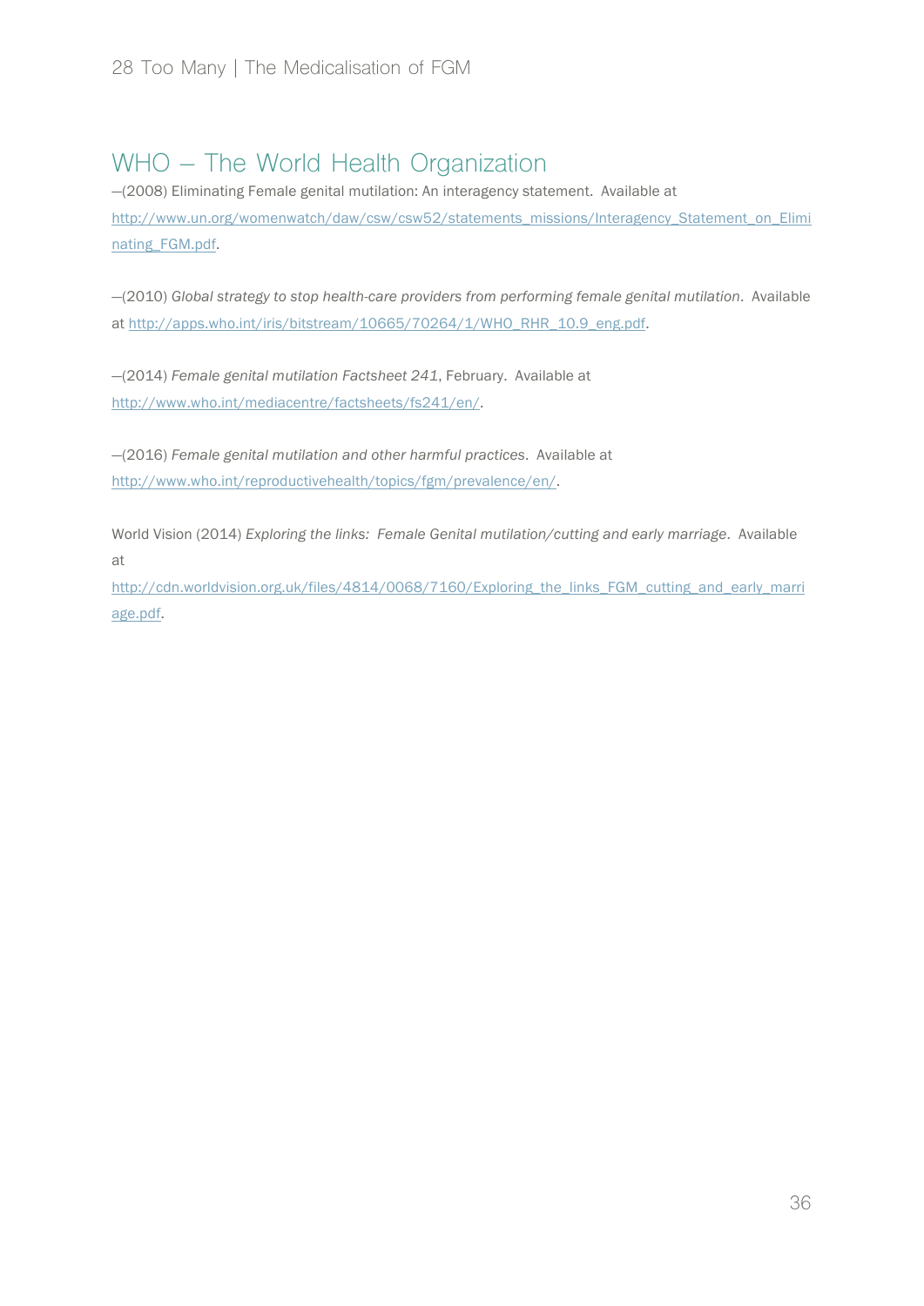## WHO – The World Health Organization

—(2008) Eliminating Female genital mutilation: An interagency statement. Available at http://www.un.org/womenwatch/daw/csw/csw52/statements_missions/Interagency_Statement_on_Eliminating_FGM.pdf.

—(2010) *Global strategy to stop health-care providers from performing female genital mutilation*. Available at http://apps.who.int/iris/bitstream/10665/70264/1/WHO_RHR_10.9_eng.pdf.

—(2014) *Female genital mutilation Factsheet 241*, February. Available at http://www.who.int/mediacentre/factsheets/fs241/en/.

—(2016) *Female genital mutilation and other harmful practices*. Available at http://www.who.int/reproductivehealth/topics/fgm/prevalence/en/.

World Vision (2014) *Exploring the links: Female Genital mutilation/cutting and early marriage*. Available at http://cdn.worldvision.org.uk/files/4814/0068/7160/Exploring_the_links_FGM_cutting_and_early_marriage.pdf.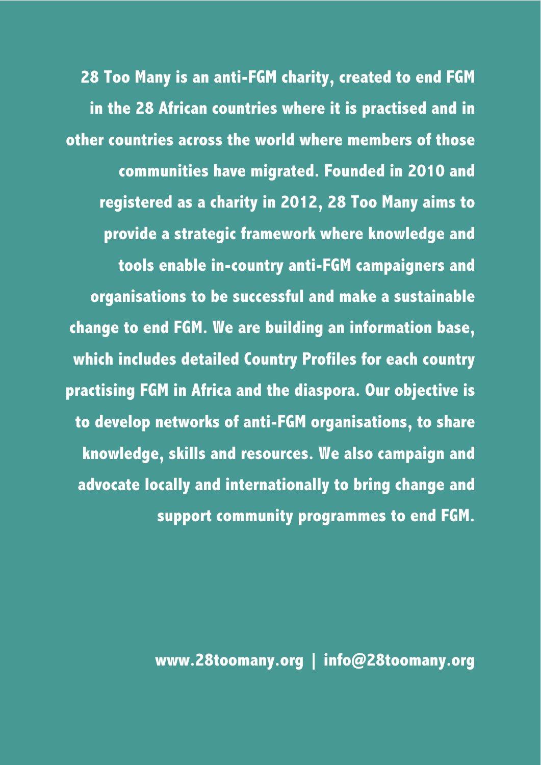**28 Too Many is an anti-FGM charity, created to end FGM in the 28 African countries where it is practised and in other countries across the world where members of those communities have migrated. Founded in 2010 and registered as a charity in 2012, 28 Too Many aims to provide a strategic framework where knowledge and tools enable in-country anti-FGM campaigners and organisations to be successful and make a sustainable change to end FGM. We are building an information base, which includes detailed Country Profiles for each country practising FGM in Africa and the diaspora. Our objective is to develop networks of anti-FGM organisations, to share knowledge, skills and resources. We also campaign and advocate locally and internationally to bring change and support community programmes to end FGM.**

**www.28toomany.org | info@28toomany.org**